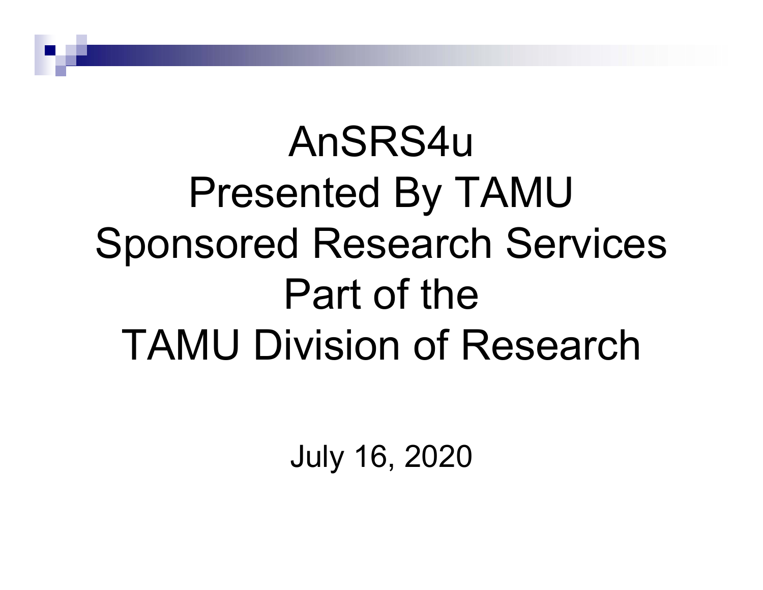# AnSRS4u
# Presented By TAMU
# Sponsored Research Services
# Part of the
# TAMU Division of Research

July 16, 2020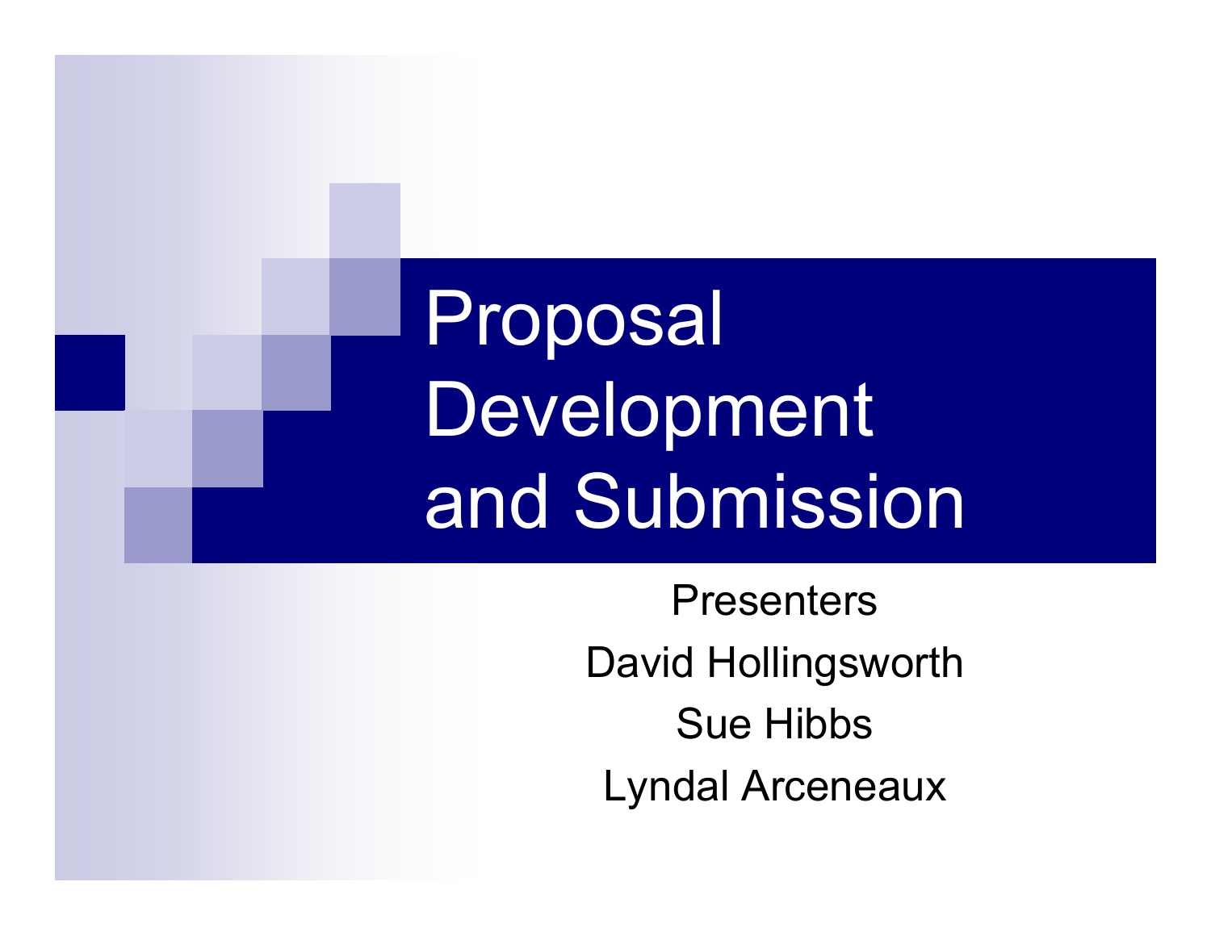# Proposal Development and Submission

Presenters

David Hollingsworth

Sue Hibbs

Lyndal Arceneaux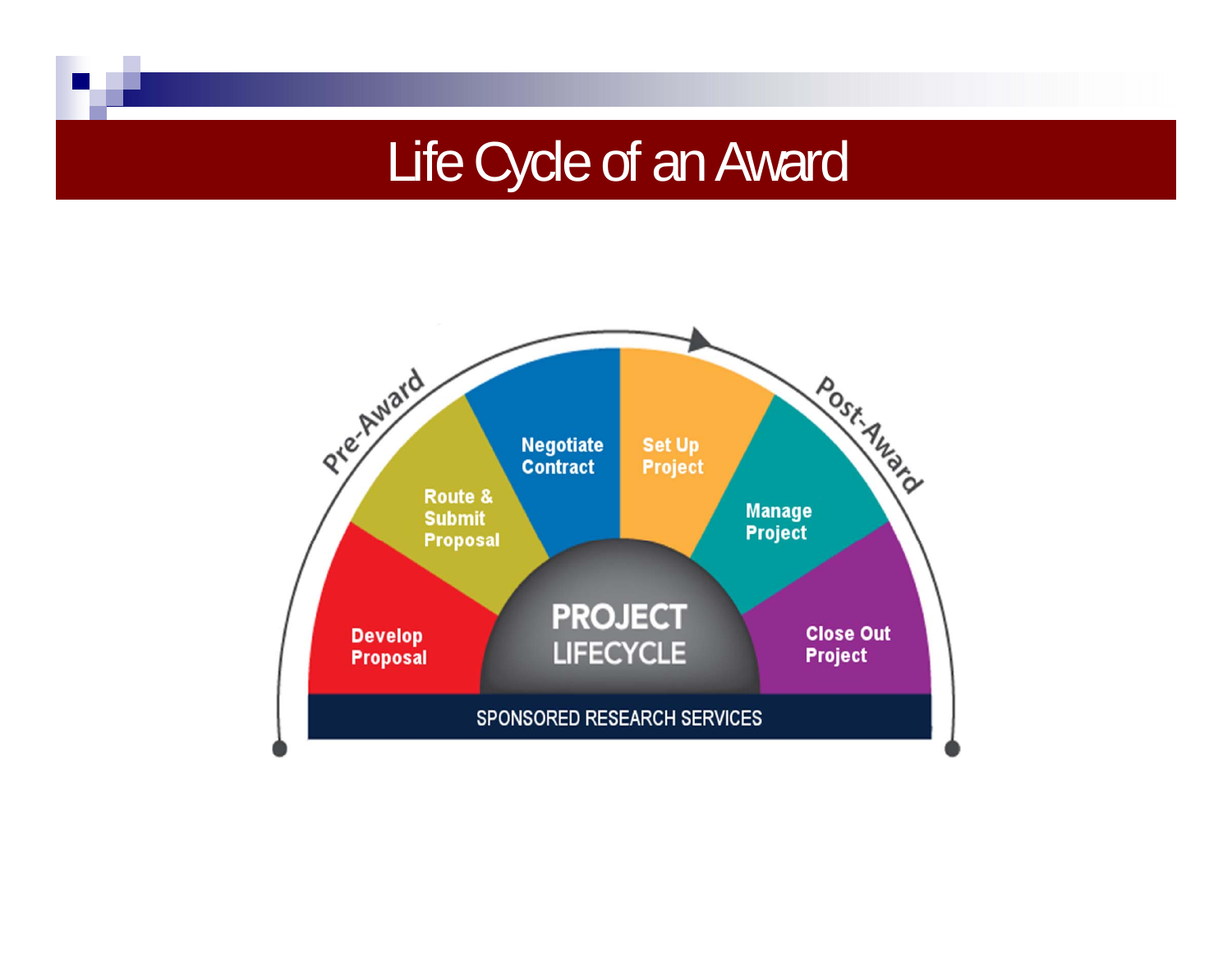# Life Cycle of an Award

Pre-Award

Post-Award

Develop Proposal

Route & Submit Proposal

Negotiate Contract

Set Up Project

Manage Project

Close Out Project

PROJECT LIFECYCLE

SPONSORED RESEARCH SERVICES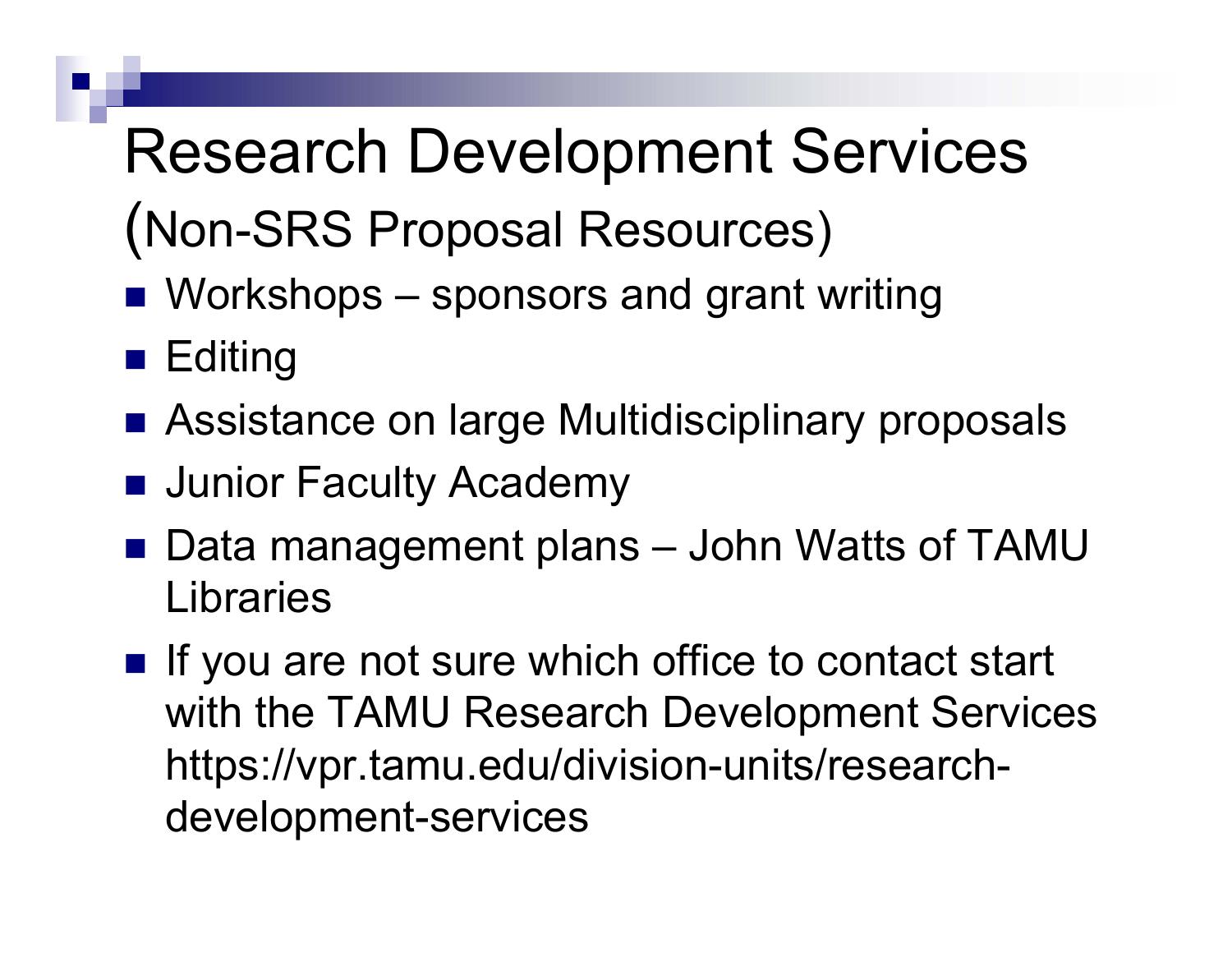# Research Development Services

## (Non-SRS Proposal Resources)

- Workshops – sponsors and grant writing
- Editing
- Assistance on large Multidisciplinary proposals
- Junior Faculty Academy
- Data management plans – John Watts of TAMU Libraries
- If you are not sure which office to contact start with the TAMU Research Development Services https://vpr.tamu.edu/division-units/research-development-services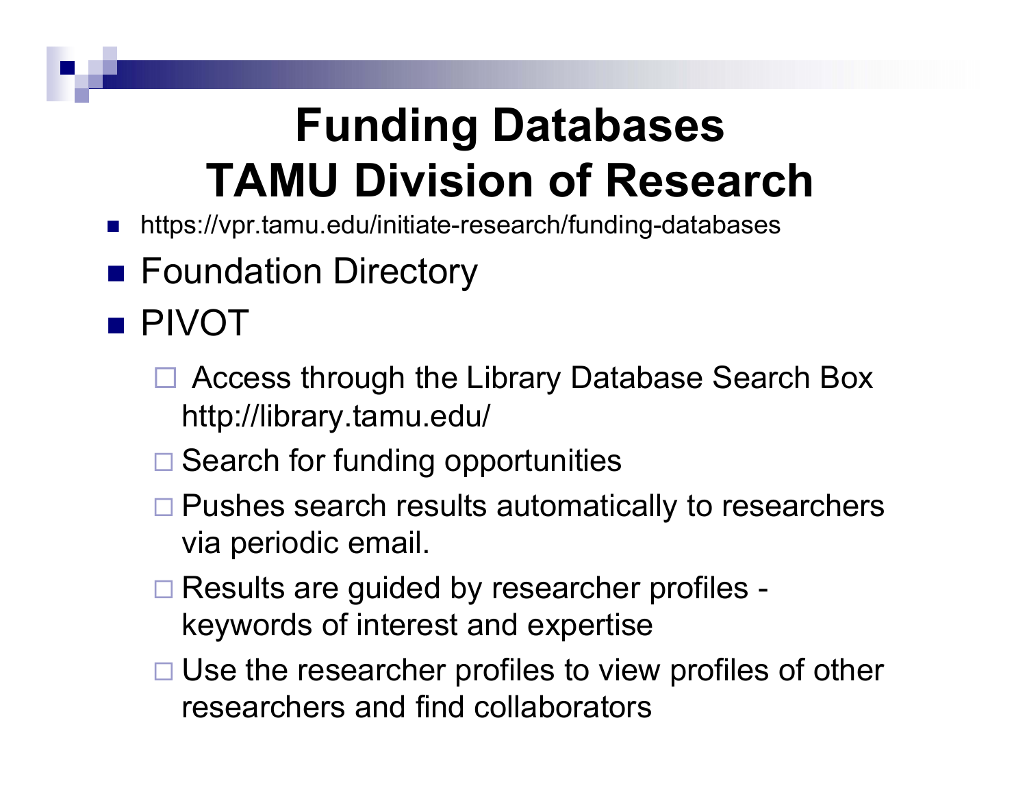# Funding Databases
# TAMU Division of Research

- https://vpr.tamu.edu/initiate-research/funding-databases
- Foundation Directory
- PIVOT
  - Access through the Library Database Search Box http://library.tamu.edu/
  - Search for funding opportunities
  - Pushes search results automatically to researchers via periodic email.
  - Results are guided by researcher profiles - keywords of interest and expertise
  - Use the researcher profiles to view profiles of other researchers and find collaborators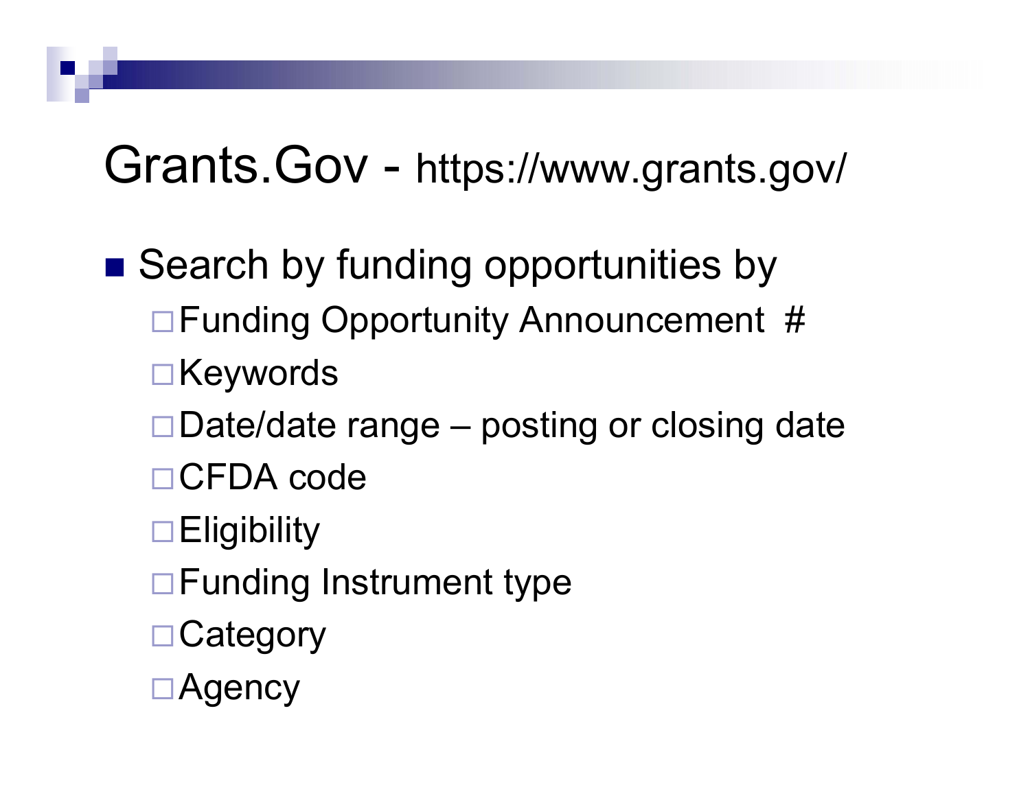# Grants.Gov - https://www.grants.gov/

- Search by funding opportunities by
  - Funding Opportunity Announcement #
  - Keywords
  - Date/date range – posting or closing date
  - CFDA code
  - Eligibility
  - Funding Instrument type
  - Category
  - Agency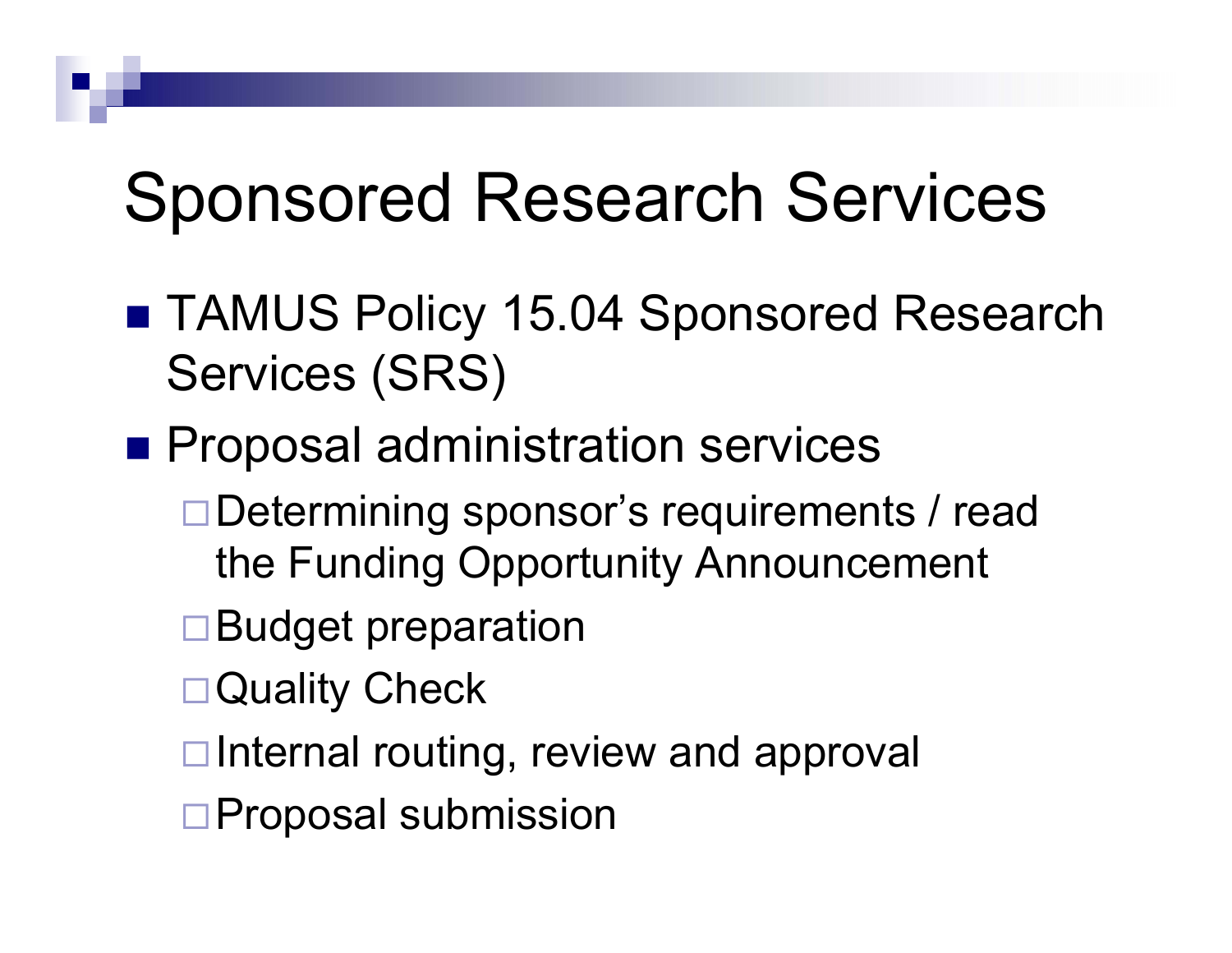# Sponsored Research Services

- TAMUS Policy 15.04 Sponsored Research Services (SRS)
- Proposal administration services
  - Determining sponsor's requirements / read the Funding Opportunity Announcement
  - Budget preparation
  - Quality Check
  - Internal routing, review and approval
  - Proposal submission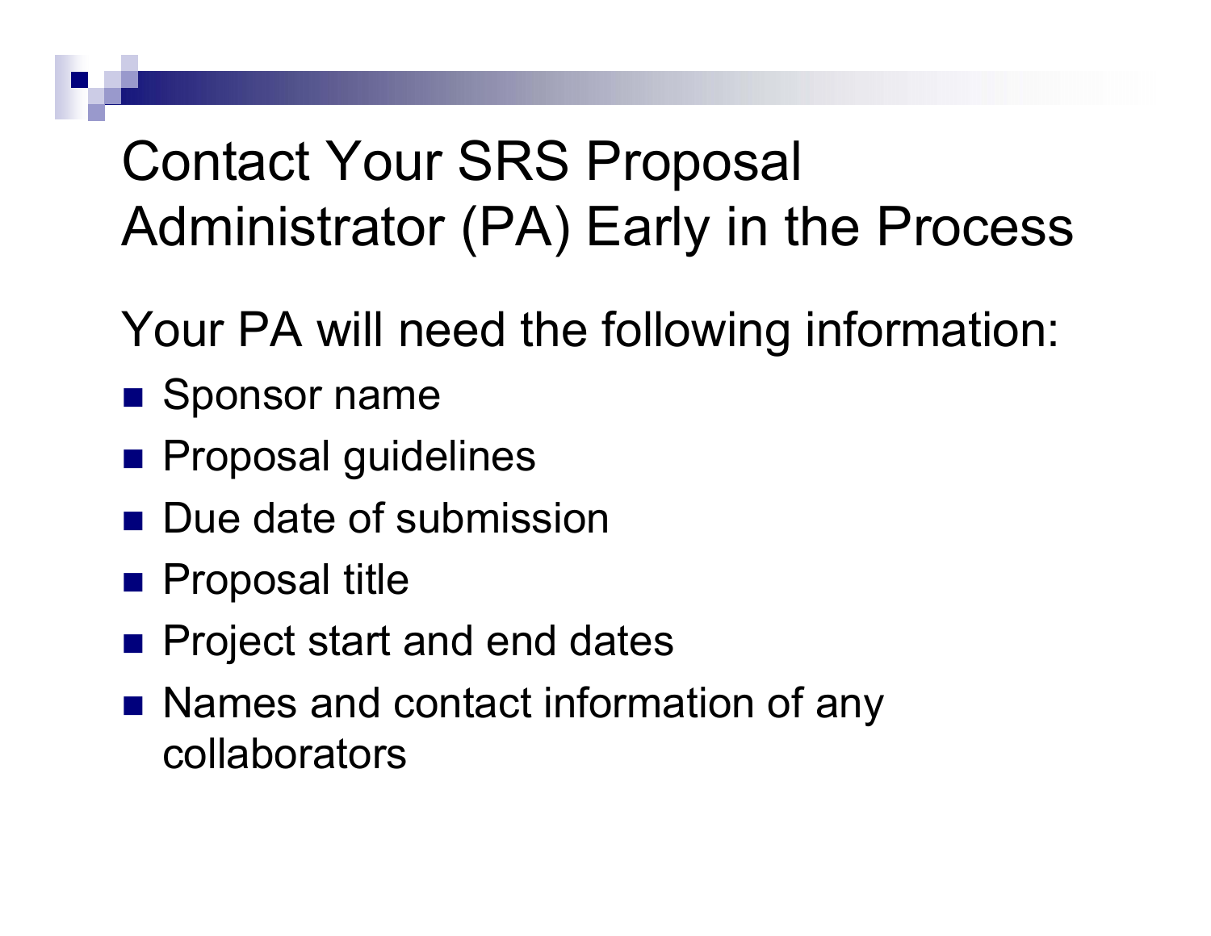# Contact Your SRS Proposal Administrator (PA) Early in the Process

Your PA will need the following information:

- Sponsor name
- Proposal guidelines
- Due date of submission
- Proposal title
- Project start and end dates
- Names and contact information of any collaborators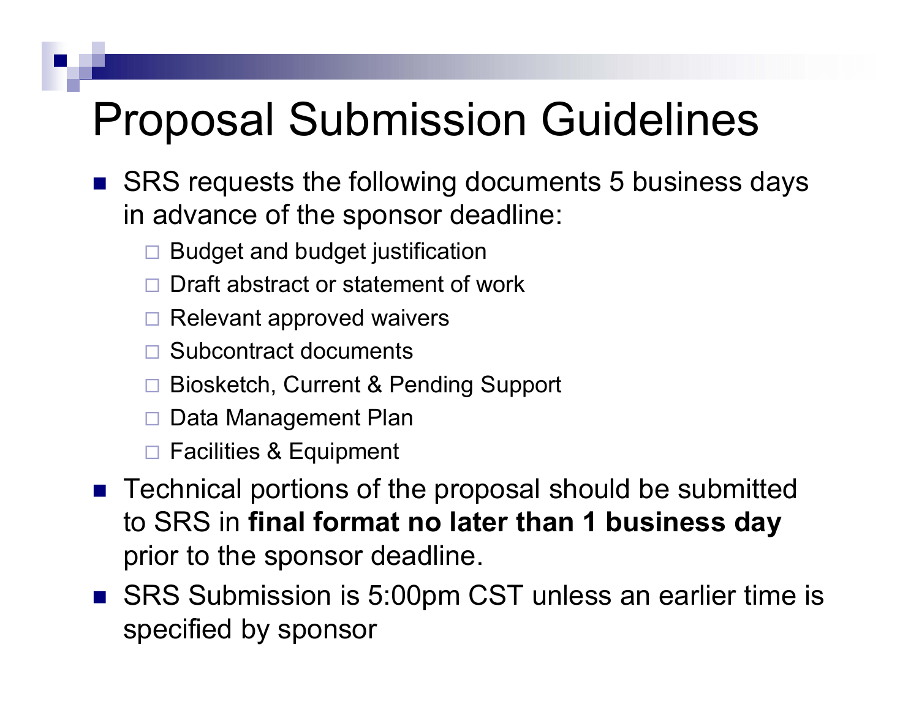# Proposal Submission Guidelines

- SRS requests the following documents 5 business days in advance of the sponsor deadline:
  - Budget and budget justification
  - Draft abstract or statement of work
  - Relevant approved waivers
  - Subcontract documents
  - Biosketch, Current & Pending Support
  - Data Management Plan
  - Facilities & Equipment
- Technical portions of the proposal should be submitted to SRS in **final format no later than 1 business day** prior to the sponsor deadline.
- SRS Submission is 5:00pm CST unless an earlier time is specified by sponsor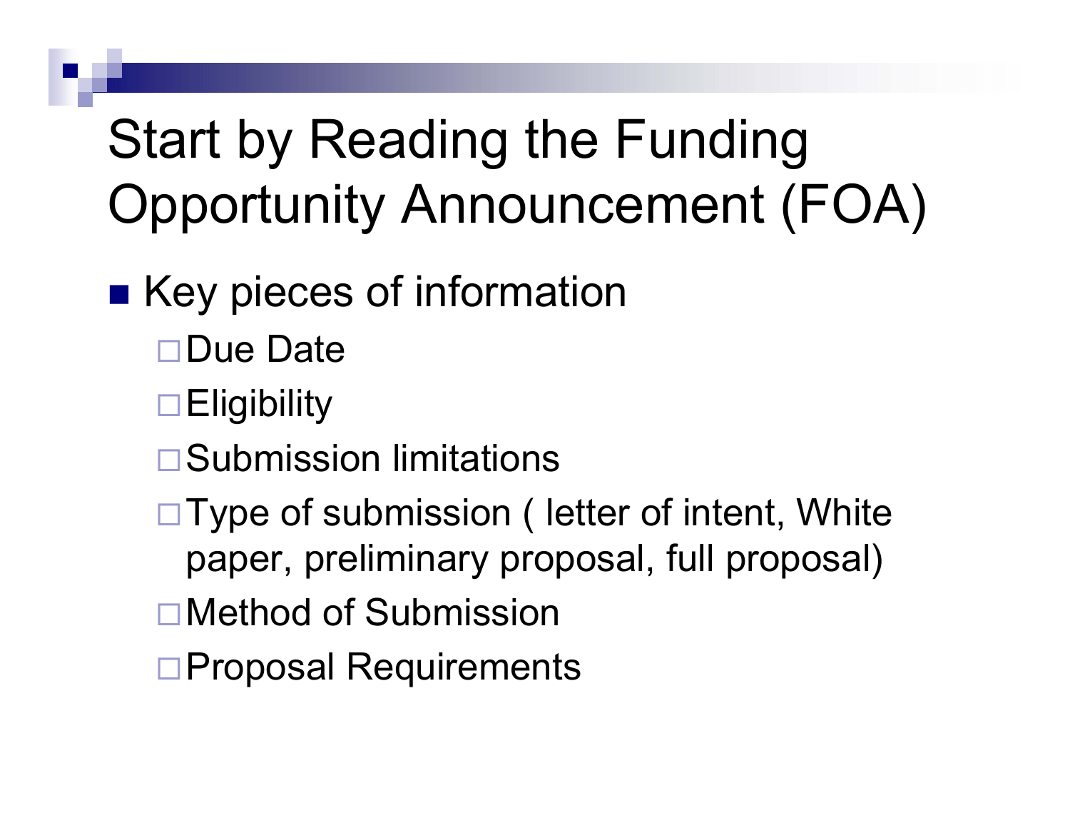# Start by Reading the Funding Opportunity Announcement (FOA)

- Key pieces of information
  - Due Date
  - Eligibility
  - Submission limitations
  - Type of submission ( letter of intent, White paper, preliminary proposal, full proposal)
  - Method of Submission
  - Proposal Requirements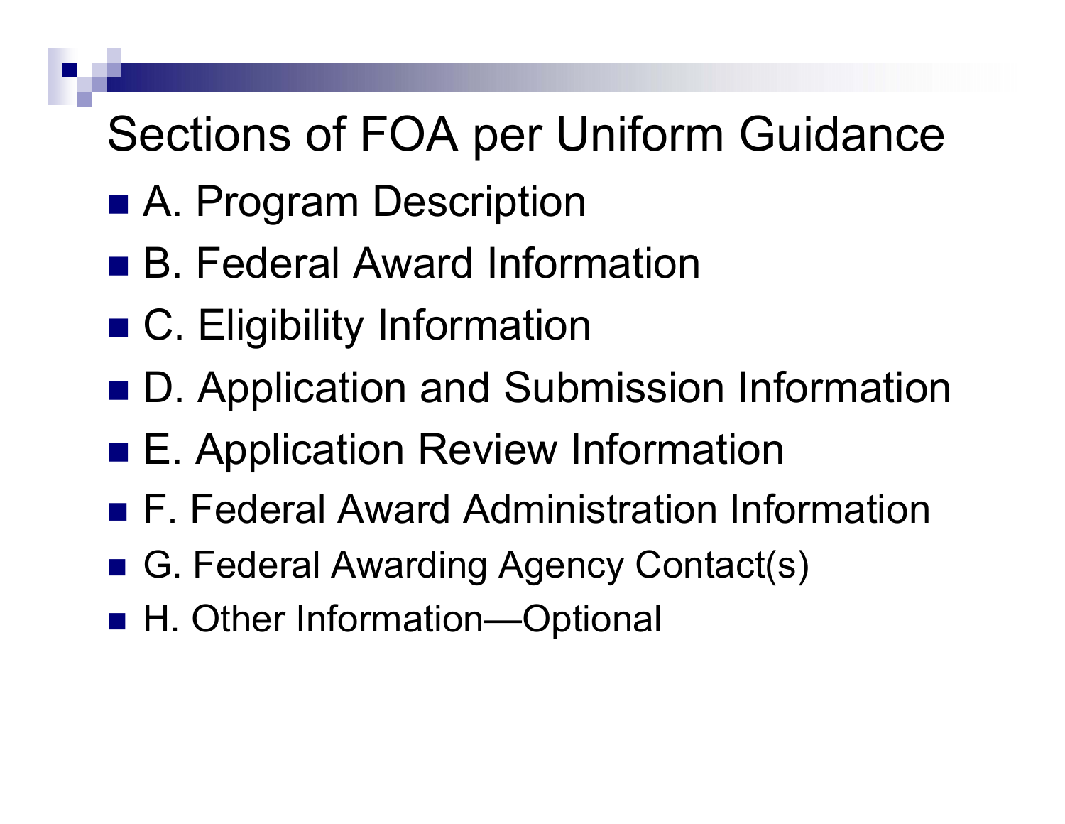# Sections of FOA per Uniform Guidance

- A. Program Description
- B. Federal Award Information
- C. Eligibility Information
- D. Application and Submission Information
- E. Application Review Information
- F. Federal Award Administration Information
- G. Federal Awarding Agency Contact(s)
- H. Other Information—Optional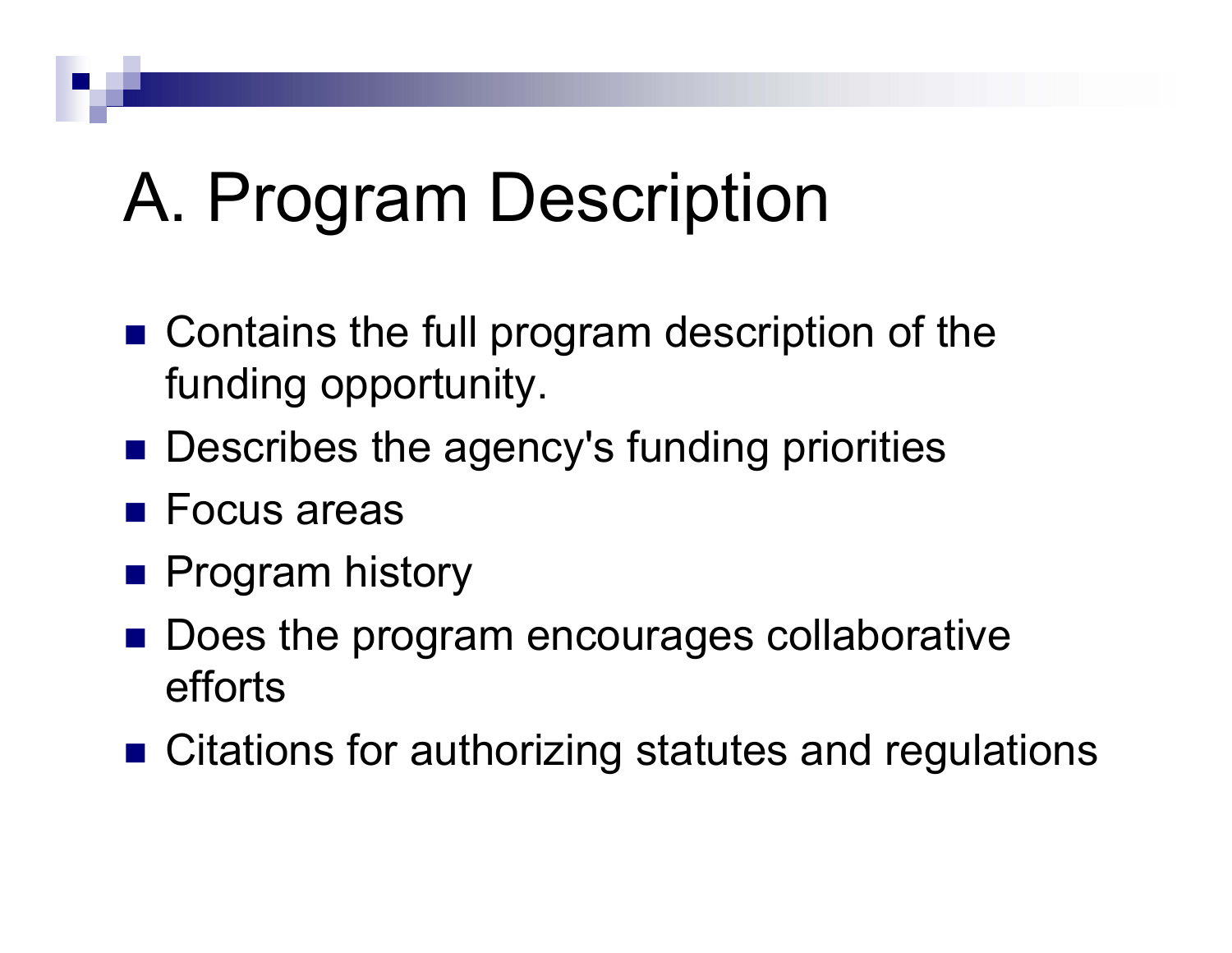# A. Program Description

- Contains the full program description of the funding opportunity.
- Describes the agency's funding priorities
- Focus areas
- Program history
- Does the program encourages collaborative efforts
- Citations for authorizing statutes and regulations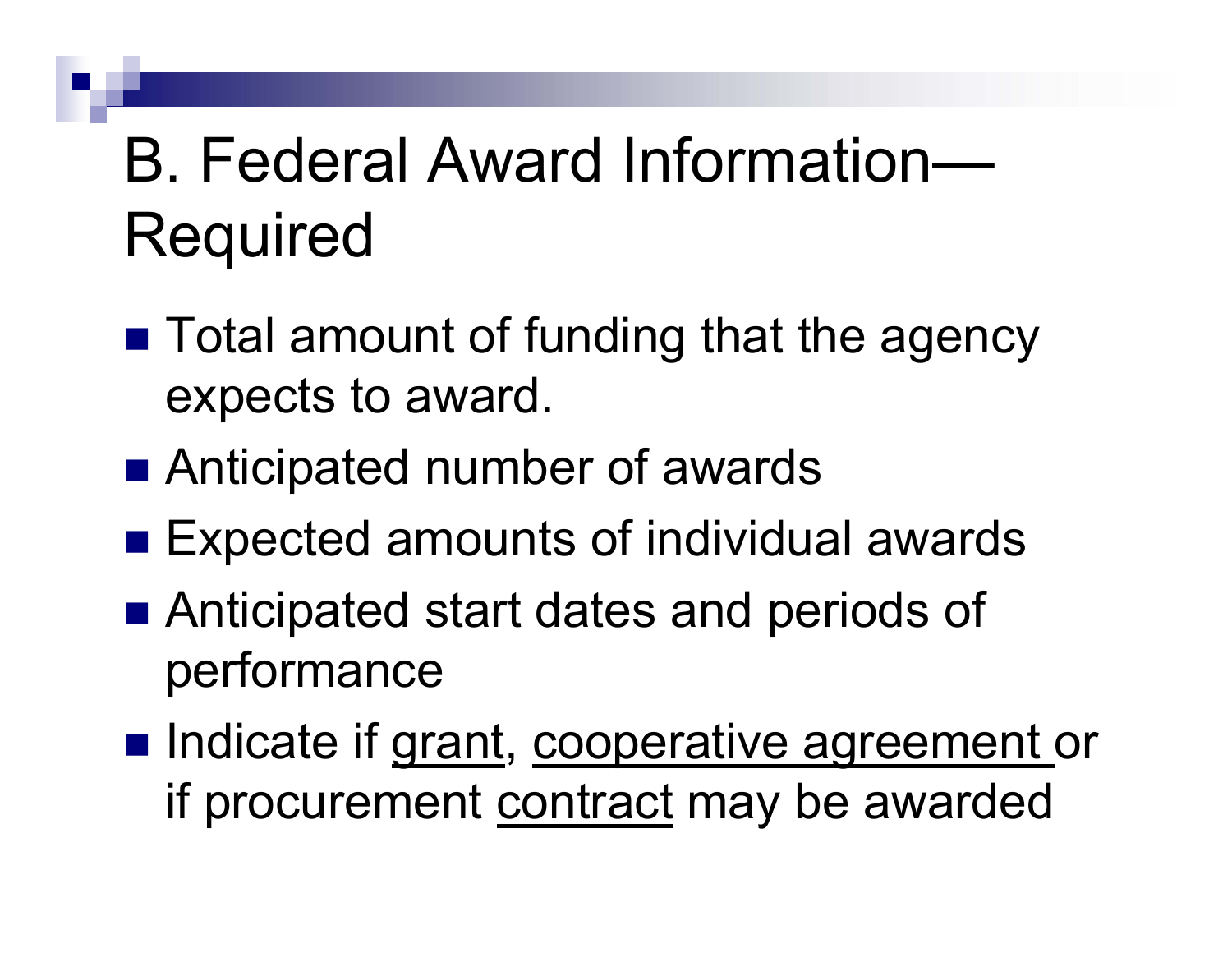# B. Federal Award Information—Required

- Total amount of funding that the agency expects to award.
- Anticipated number of awards
- Expected amounts of individual awards
- Anticipated start dates and periods of performance
- Indicate if <u>grant</u>, <u>cooperative agreement</u> or if procurement <u>contract</u> may be awarded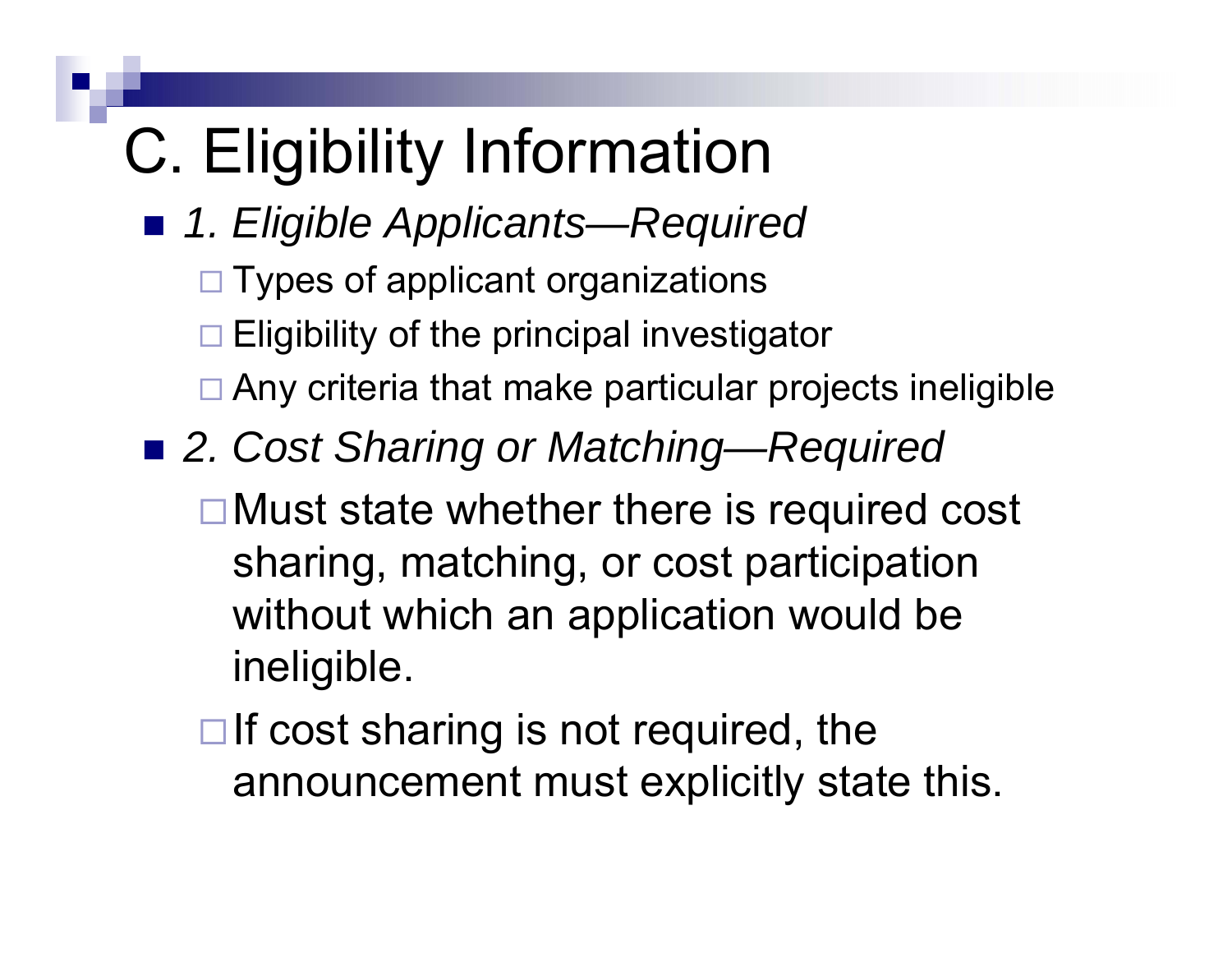# C. Eligibility Information

- *1. Eligible Applicants—Required*
  - Types of applicant organizations
  - Eligibility of the principal investigator
  - Any criteria that make particular projects ineligible
- *2. Cost Sharing or Matching—Required*
  - Must state whether there is required cost sharing, matching, or cost participation without which an application would be ineligible.
  - If cost sharing is not required, the announcement must explicitly state this.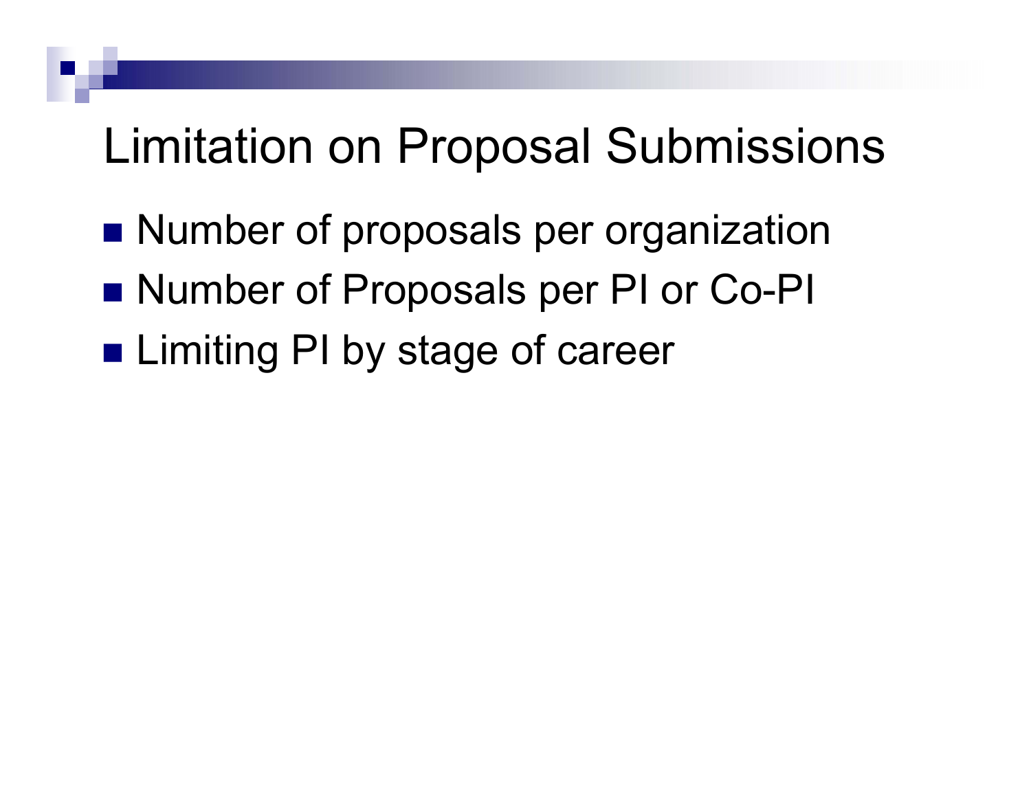# Limitation on Proposal Submissions

- Number of proposals per organization
- Number of Proposals per PI or Co-PI
- Limiting PI by stage of career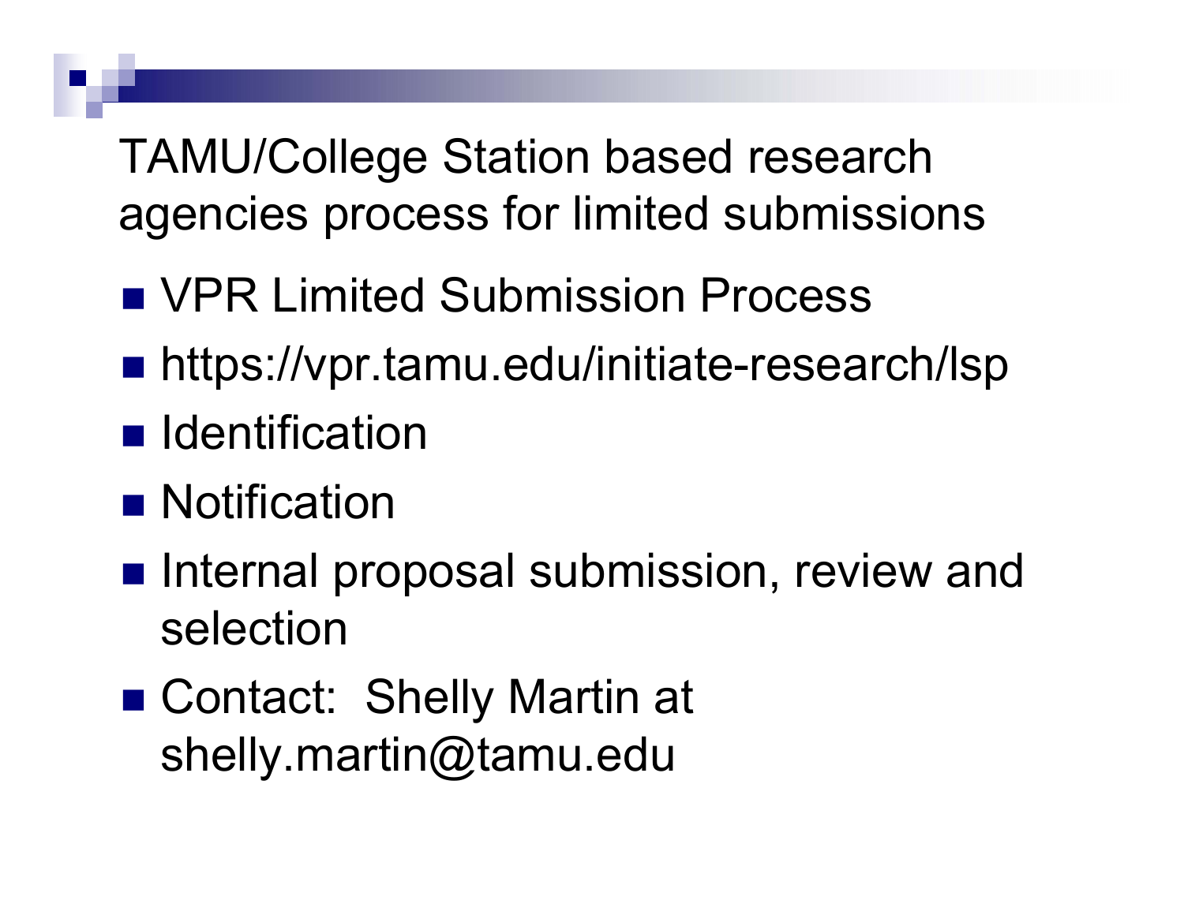# TAMU/College Station based research agencies process for limited submissions

- VPR Limited Submission Process
- https://vpr.tamu.edu/initiate-research/lsp
- Identification
- Notification
- Internal proposal submission, review and selection
- Contact: Shelly Martin at shelly.martin@tamu.edu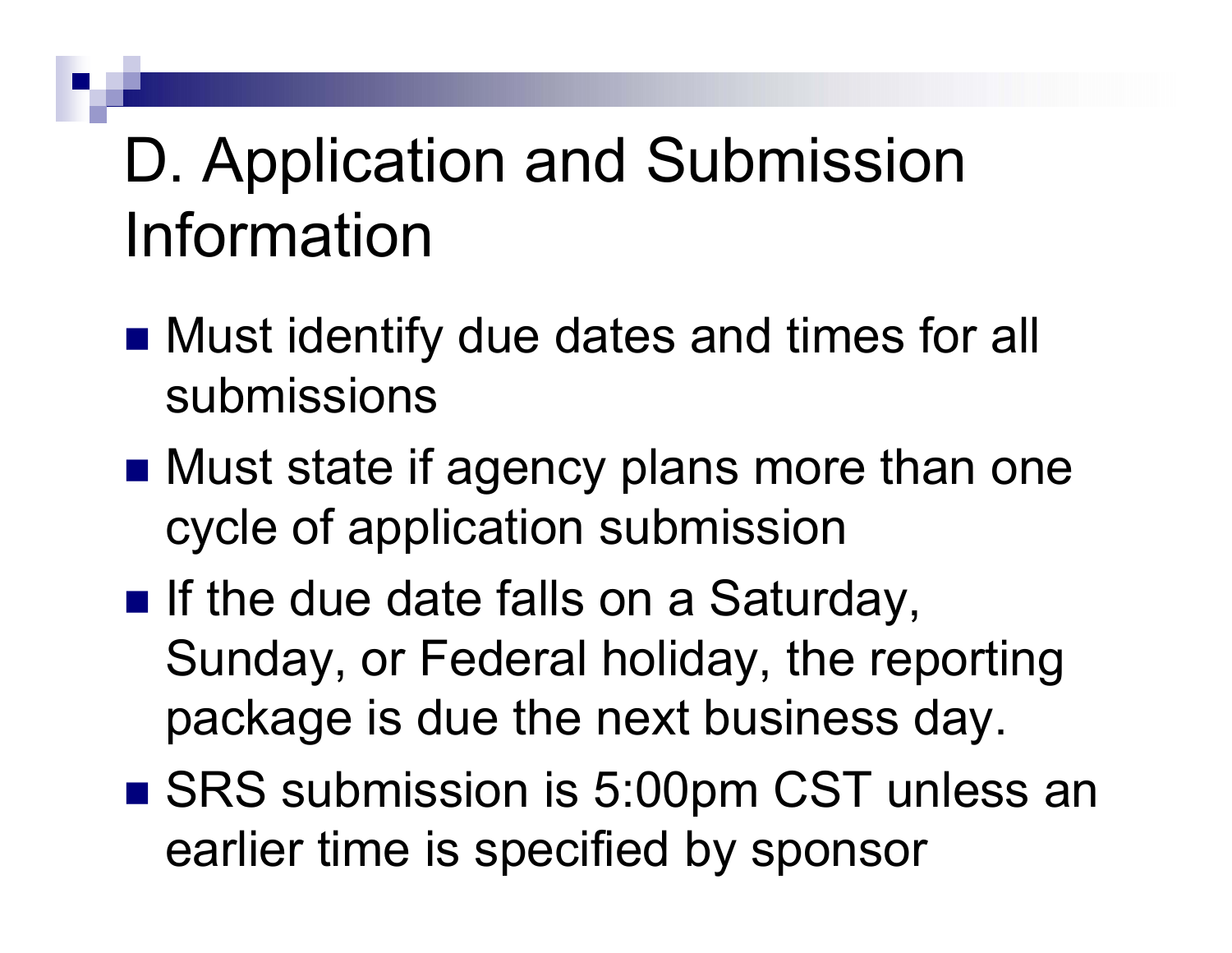# D. Application and Submission Information

- Must identify due dates and times for all submissions
- Must state if agency plans more than one cycle of application submission
- If the due date falls on a Saturday, Sunday, or Federal holiday, the reporting package is due the next business day.
- SRS submission is 5:00pm CST unless an earlier time is specified by sponsor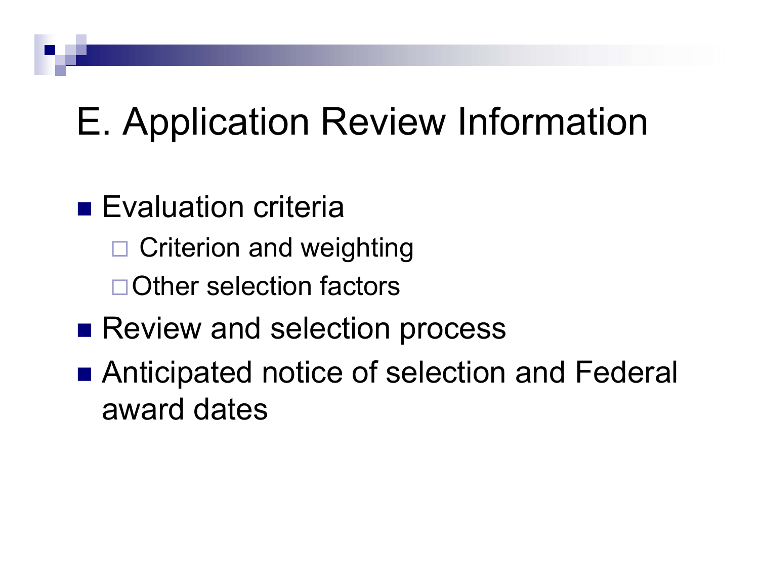# E. Application Review Information

- Evaluation criteria
  - Criterion and weighting
  - Other selection factors
- Review and selection process
- Anticipated notice of selection and Federal award dates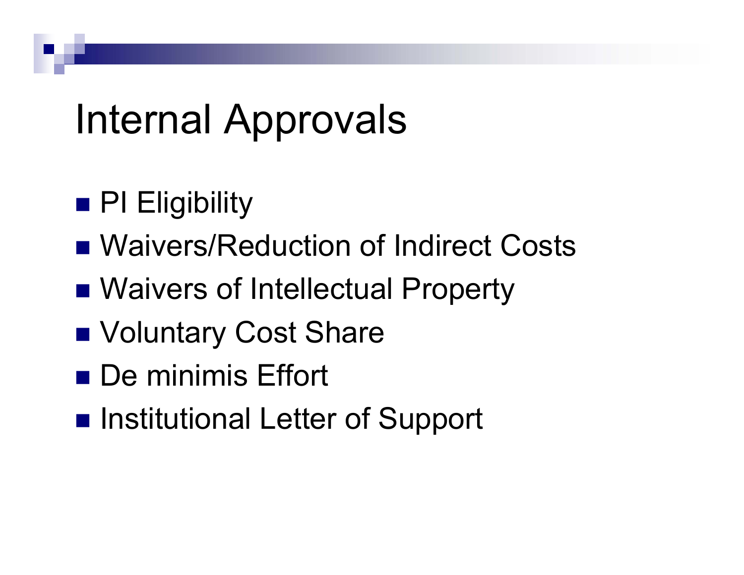# Internal Approvals

- PI Eligibility
- Waivers/Reduction of Indirect Costs
- Waivers of Intellectual Property
- Voluntary Cost Share
- De minimis Effort
- Institutional Letter of Support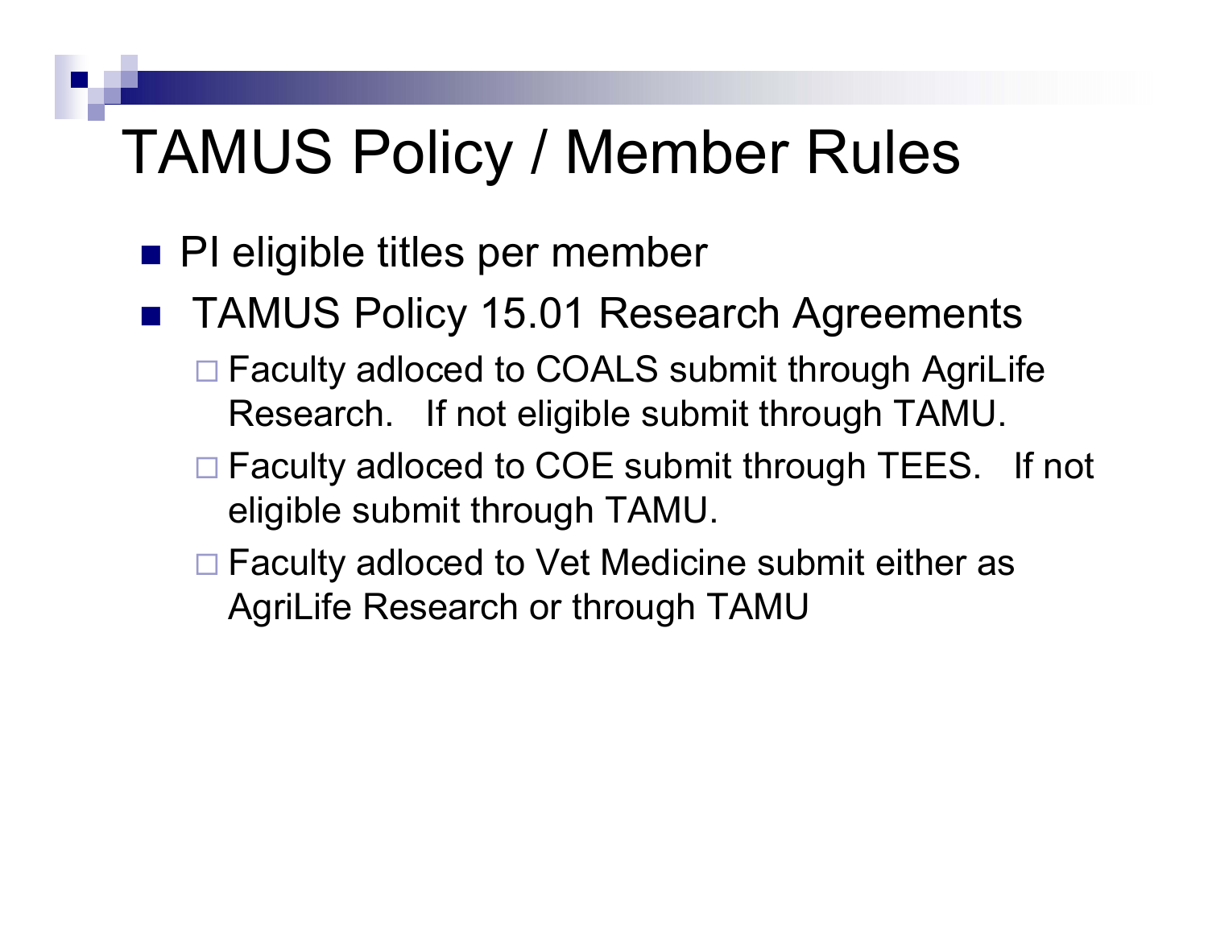# TAMUS Policy / Member Rules

- PI eligible titles per member
- TAMUS Policy 15.01 Research Agreements
  - Faculty adloced to COALS submit through AgriLife Research. If not eligible submit through TAMU.
  - Faculty adloced to COE submit through TEES. If not eligible submit through TAMU.
  - Faculty adloced to Vet Medicine submit either as AgriLife Research or through TAMU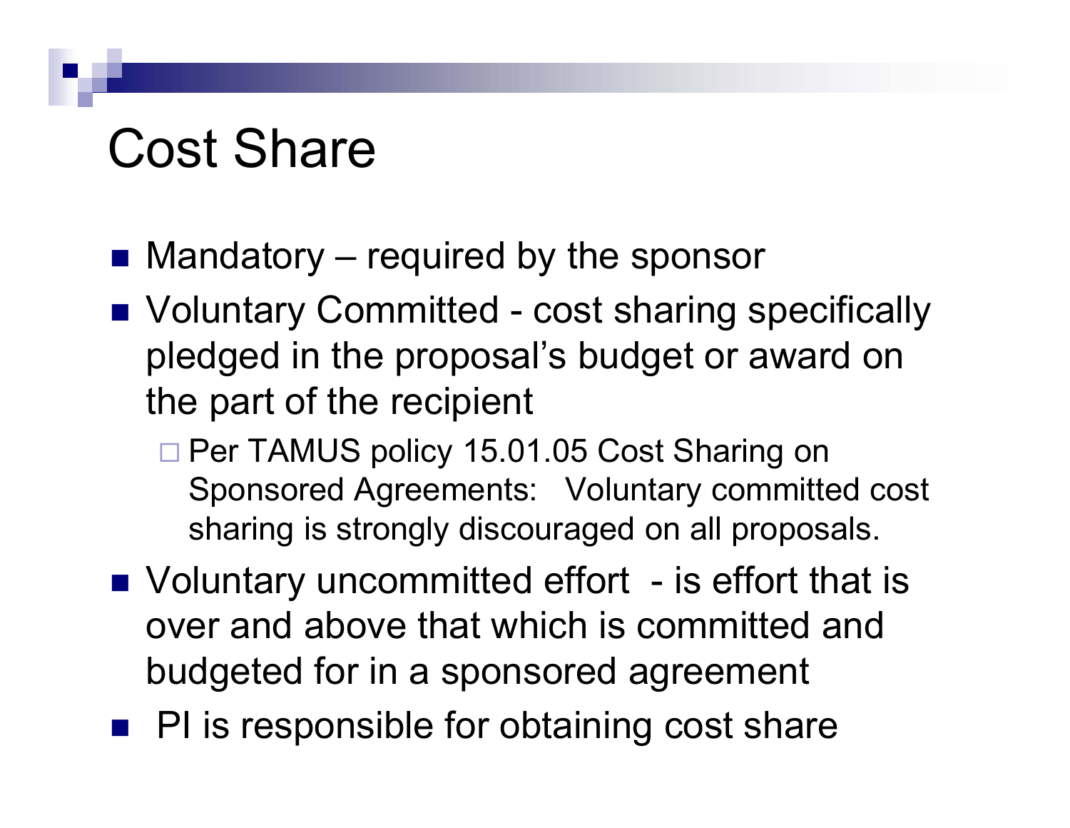# Cost Share

- Mandatory – required by the sponsor
- Voluntary Committed - cost sharing specifically pledged in the proposal's budget or award on the part of the recipient
  - Per TAMUS policy 15.01.05 Cost Sharing on Sponsored Agreements: Voluntary committed cost sharing is strongly discouraged on all proposals.
- Voluntary uncommitted effort - is effort that is over and above that which is committed and budgeted for in a sponsored agreement
- PI is responsible for obtaining cost share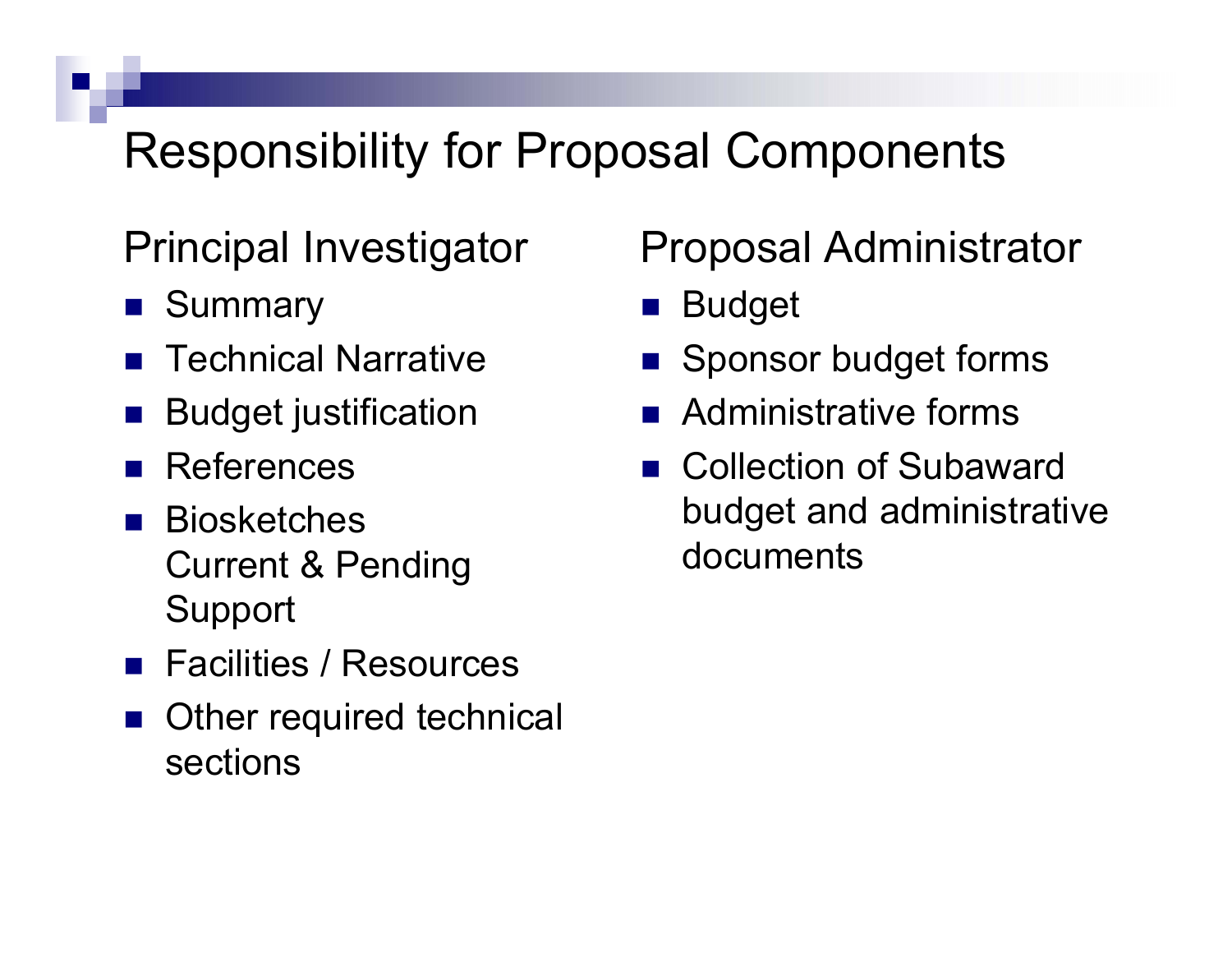# Responsibility for Proposal Components

## Principal Investigator

- Summary
- Technical Narrative
- Budget justification
- References
- Biosketches
  Current & Pending
  Support
- Facilities / Resources
- Other required technical sections

## Proposal Administrator

- Budget
- Sponsor budget forms
- Administrative forms
- Collection of Subaward budget and administrative documents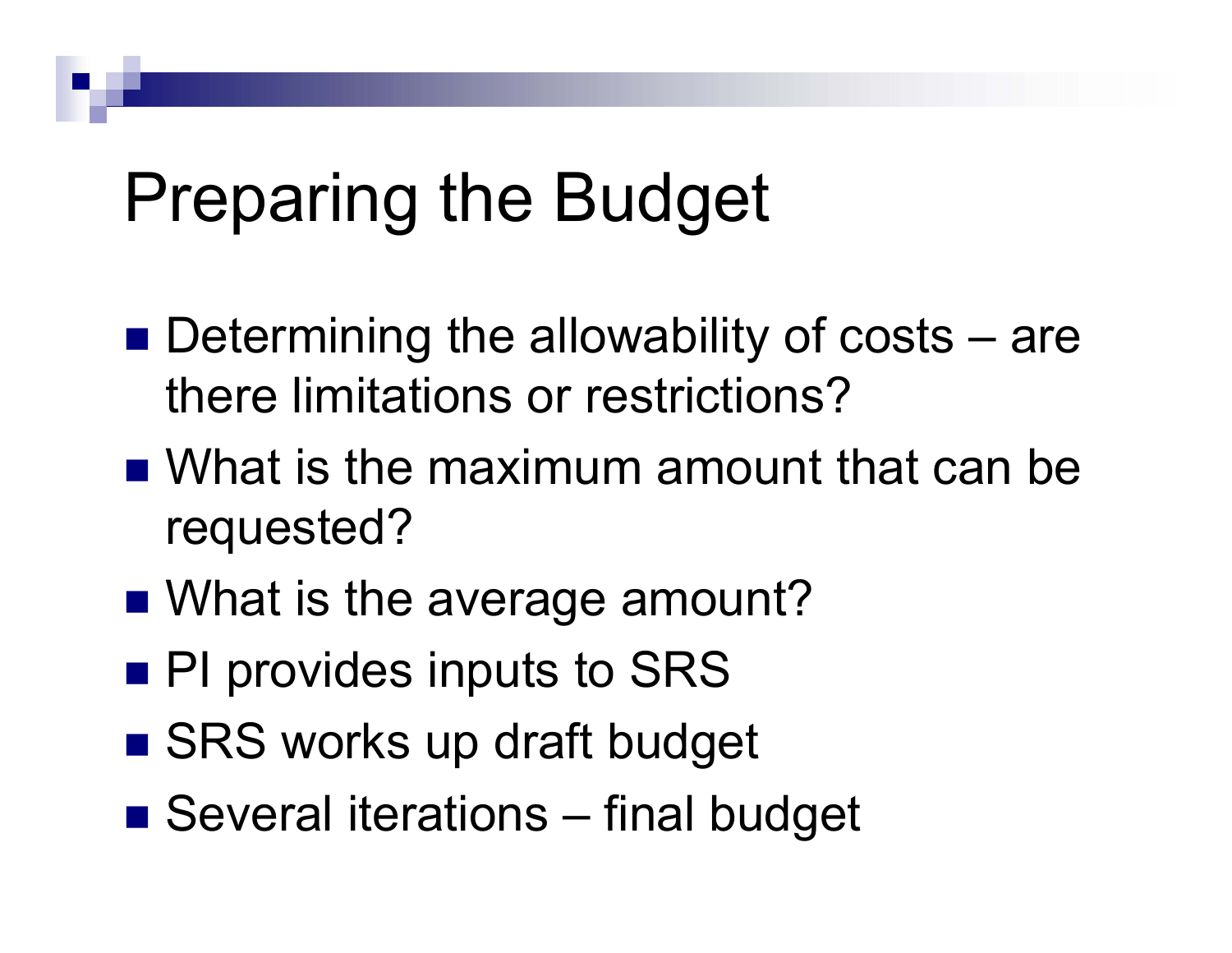# Preparing the Budget

- Determining the allowability of costs – are there limitations or restrictions?
- What is the maximum amount that can be requested?
- What is the average amount?
- PI provides inputs to SRS
- SRS works up draft budget
- Several iterations – final budget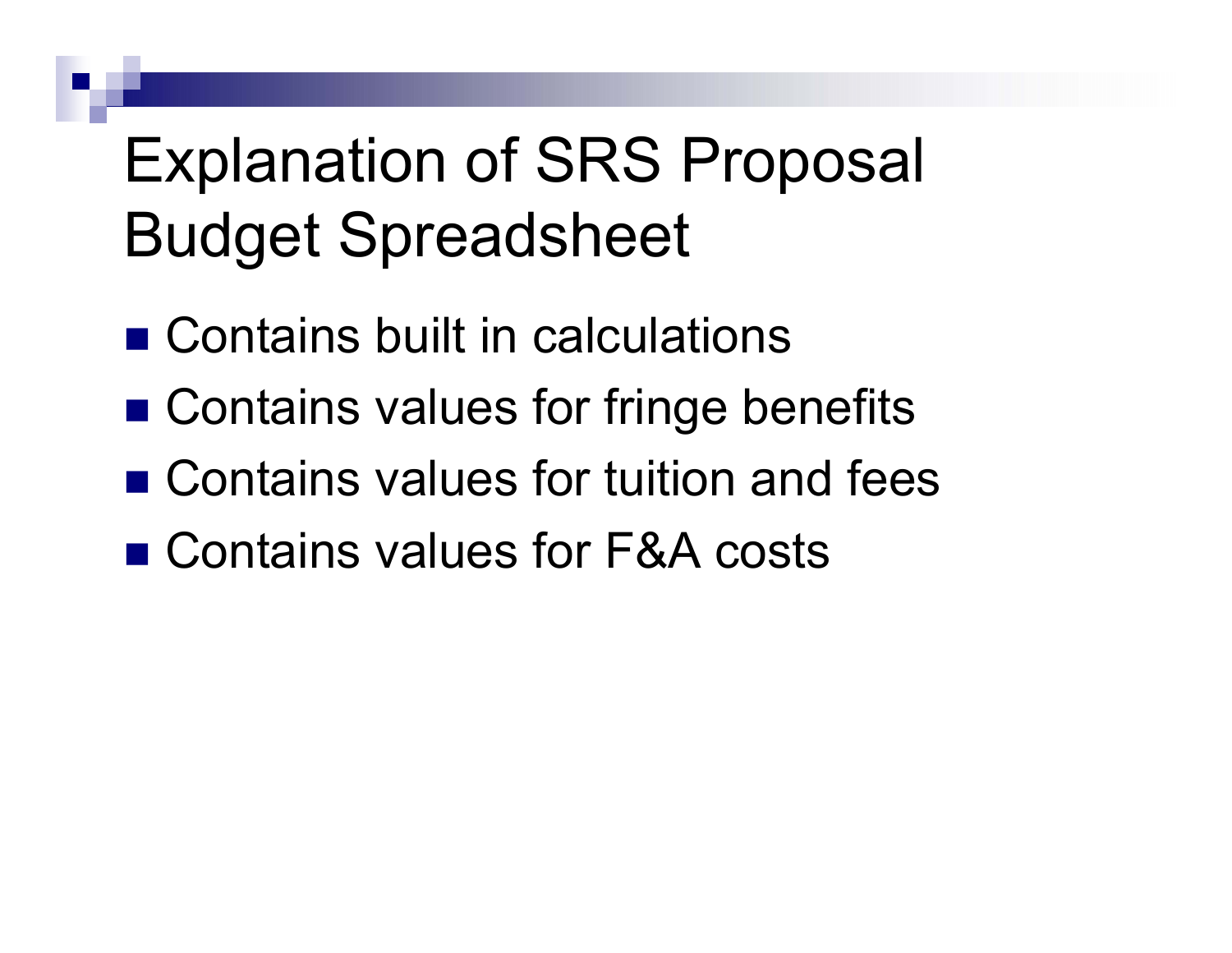# Explanation of SRS Proposal Budget Spreadsheet

- Contains built in calculations
- Contains values for fringe benefits
- Contains values for tuition and fees
- Contains values for F&A costs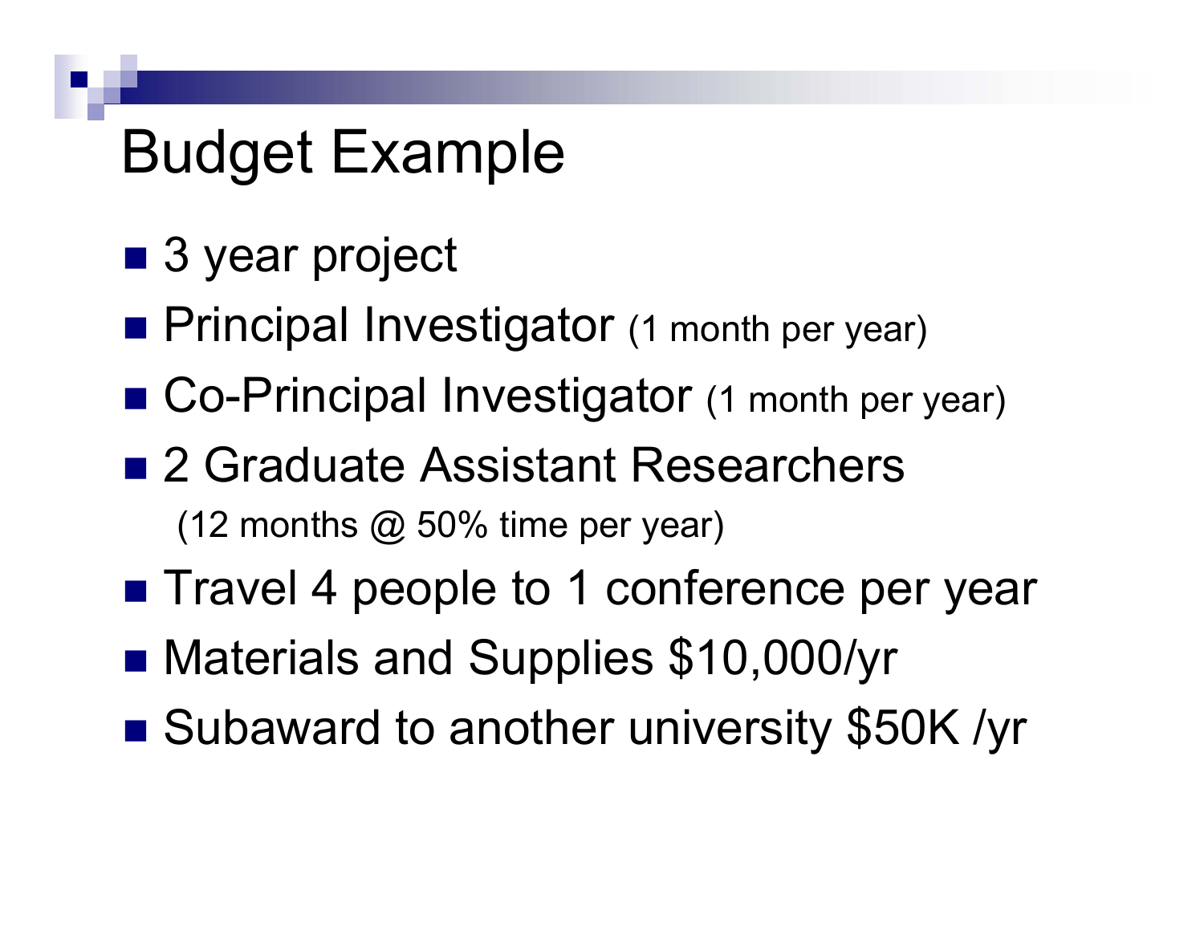# Budget Example

- 3 year project
- Principal Investigator (1 month per year)
- Co-Principal Investigator (1 month per year)
- 2 Graduate Assistant Researchers
  (12 months @ 50% time per year)
- Travel 4 people to 1 conference per year
- Materials and Supplies $10,000/yr
- Subaward to another university $50K /yr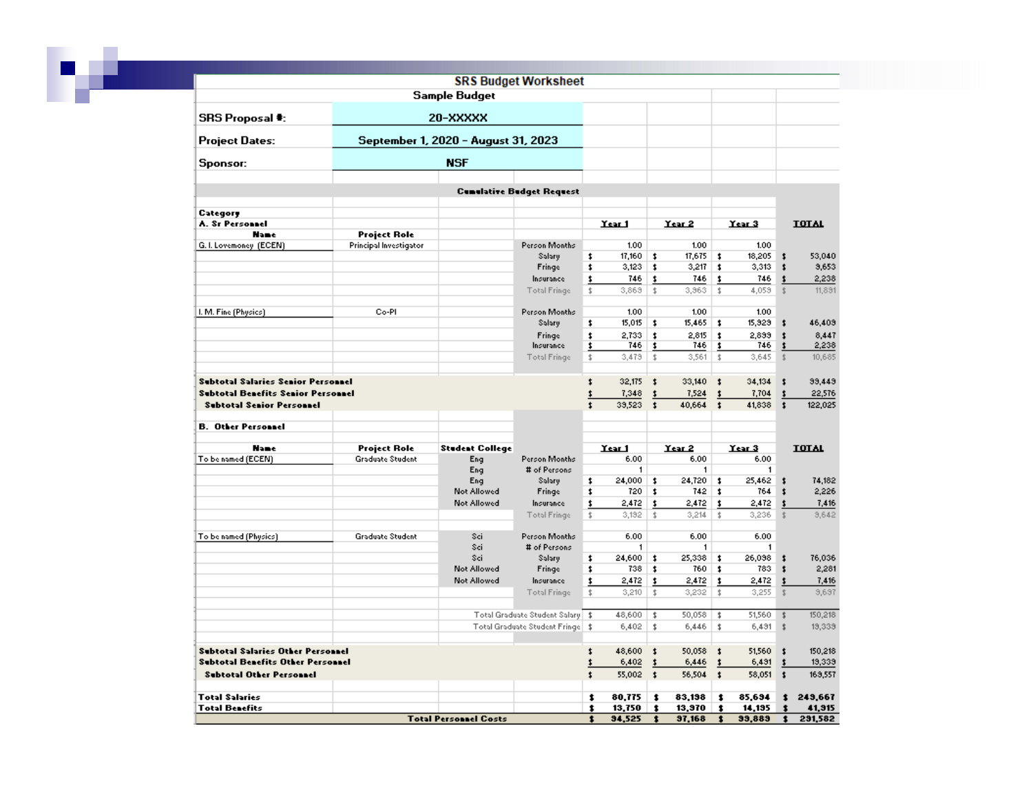# SRS Budget Worksheet

**Sample Budget**

| | |
|---|---|
| **SRS Proposal #:** | **20-XXXXX** |
| **Project Dates:** | **September 1, 2020 - August 31, 2023** |
| **Sponsor:** | **NSF** |

**Cumulative Budget Request**

| Category | | | | Year 1 | Year 2 | Year 3 | TOTAL |
|---|---|---|---|---|---|---|---|
| **A. Sr Personnel** | | | | | | | |
| **Name** | **Project Role** | | | | | | |
| G. I. Lovemoney (ECEN) | Principal Investigator | | Person Months | 1.00 | 1.00 | 1.00 | |
| | | | Salary | $ 17,160 | $ 17,675 | $ 18,205 | $ 53,040 |
| | | | Fringe | $ 3,123 | $ 3,217 | $ 3,313 | $ 9,653 |
| | | | Insurance | $ 746 | $ 746 | $ 746 | $ 2,238 |
| | | | Total Fringe | $ 3,869 | $ 3,963 | $ 4,059 | $ 11,891 |
| I. M. Fine (Physics) | Co-PI | | Person Months | 1.00 | 1.00 | 1.00 | |
| | | | Salary | $ 15,015 | $ 15,465 | $ 15,929 | $ 46,409 |
| | | | Fringe | $ 2,733 | $ 2,815 | $ 2,899 | $ 8,447 |
| | | | Insurance | $ 746 | $ 746 | $ 746 | $ 2,238 |
| | | | Total Fringe | $ 3,479 | $ 3,561 | $ 3,645 | $ 10,685 |
| **Subtotal Salaries Senior Personnel** | | | | $ 32,175 | $ 33,140 | $ 34,134 | $ 99,449 |
| **Subtotal Benefits Senior Personnel** | | | | $ 7,348 | $ 7,524 | $ 7,704 | $ 22,576 |
| **Subtotal Senior Personnel** | | | | $ 39,523 | $ 40,664 | $ 41,838 | $ 122,025 |
| **B. Other Personnel** | | | | | | | |
| **Name** | **Project Role** | **Student College** | | **Year 1** | **Year 2** | **Year 3** | **TOTAL** |
| To be named (ECEN) | Graduate Student | Eng | Person Months | 6.00 | 6.00 | 6.00 | |
| | | Eng | # of Persons | 1 | 1 | 1 | |
| | | Eng | Salary | $ 24,000 | $ 24,720 | $ 25,462 | $ 74,182 |
| | | Not Allowed | Fringe | $ 720 | $ 742 | $ 764 | $ 2,226 |
| | | Not Allowed | Insurance | $ 2,472 | $ 2,472 | $ 2,472 | $ 7,416 |
| | | | Total Fringe | $ 3,192 | $ 3,214 | $ 3,236 | $ 9,642 |
| To be named (Physics) | Graduate Student | Sci | Person Months | 6.00 | 6.00 | 6.00 | |
| | | Sci | # of Persons | 1 | 1 | 1 | |
| | | Sci | Salary | $ 24,600 | $ 25,338 | $ 26,098 | $ 76,036 |
| | | Not Allowed | Fringe | $ 738 | $ 760 | $ 783 | $ 2,281 |
| | | Not Allowed | Insurance | $ 2,472 | $ 2,472 | $ 2,472 | $ 7,416 |
| | | | Total Fringe | $ 3,210 | $ 3,232 | $ 3,255 | $ 9,697 |
| | | | Total Graduate Student Salary | $ 48,600 | $ 50,058 | $ 51,560 | $ 150,218 |
| | | | Total Graduate Student Fringe | $ 6,402 | $ 6,446 | $ 6,491 | $ 19,339 |
| **Subtotal Salaries Other Personnel** | | | | $ 48,600 | $ 50,058 | $ 51,560 | $ 150,218 |
| **Subtotal Benefits Other Personnel** | | | | $ 6,402 | $ 6,446 | $ 6,491 | $ 19,339 |
| **Subtotal Other Personnel** | | | | $ 55,002 | $ 56,504 | $ 58,051 | $ 169,557 |
| **Total Salaries** | | | | **$ 80,775** | **$ 83,198** | **$ 85,694** | **$ 249,667** |
| **Total Benefits** | | | | **$ 13,750** | **$ 13,970** | **$ 14,195** | **$ 41,915** |
| **Total Personnel Costs** | | | | **$ 94,525** | **$ 97,168** | **$ 99,889** | **$ 291,582** |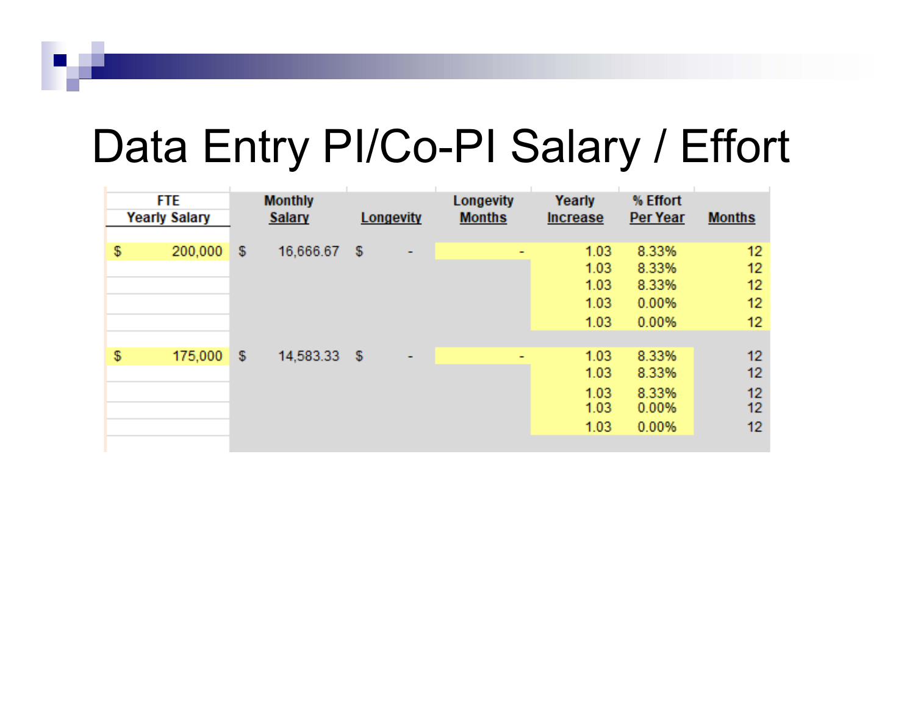# Data Entry PI/Co-PI Salary / Effort

| FTE Yearly Salary | Monthly Salary | Longevity | Longevity Months | Yearly Increase | % Effort Per Year | Months |
|---|---|---|---|---|---|---|
| $ 200,000 | $ 16,666.67 | $ - | - | 1.03 | 8.33% | 12 |
| | | | | 1.03 | 8.33% | 12 |
| | | | | 1.03 | 8.33% | 12 |
| | | | | 1.03 | 0.00% | 12 |
| | | | | 1.03 | 0.00% | 12 |
| $ 175,000 | $ 14,583.33 | $ - | - | 1.03 | 8.33% | 12 |
| | | | | 1.03 | 8.33% | 12 |
| | | | | 1.03 | 8.33% | 12 |
| | | | | 1.03 | 0.00% | 12 |
| | | | | 1.03 | 0.00% | 12 |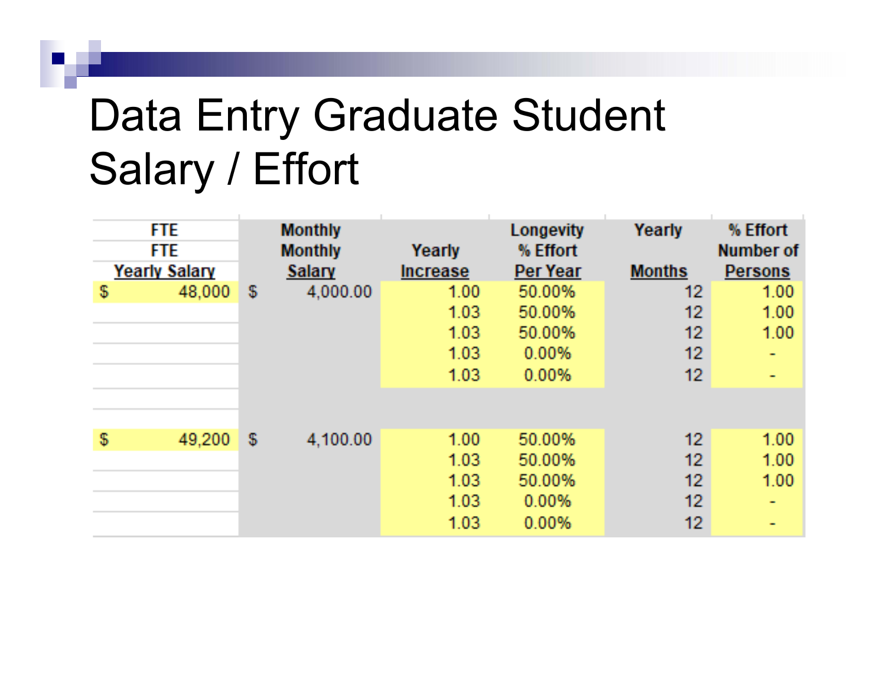# Data Entry Graduate Student Salary / Effort

| FTE<br>FTE<br>Yearly Salary | Monthly<br>Monthly<br>Salary | Yearly<br>Increase | Longevity<br>% Effort<br>Per Year | Yearly<br><br>Months | % Effort<br>Number of<br>Persons |
|---|---|---|---|---|---|
| $ 48,000 | $ 4,000.00 | 1.00 | 50.00% | 12 | 1.00 |
| | | 1.03 | 50.00% | 12 | 1.00 |
| | | 1.03 | 50.00% | 12 | 1.00 |
| | | 1.03 | 0.00% | 12 | - |
| | | 1.03 | 0.00% | 12 | - |
| | | | | | |
| | | | | | |
| $ 49,200 | $ 4,100.00 | 1.00 | 50.00% | 12 | 1.00 |
| | | 1.03 | 50.00% | 12 | 1.00 |
| | | 1.03 | 50.00% | 12 | 1.00 |
| | | 1.03 | 0.00% | 12 | - |
| | | 1.03 | 0.00% | 12 | - |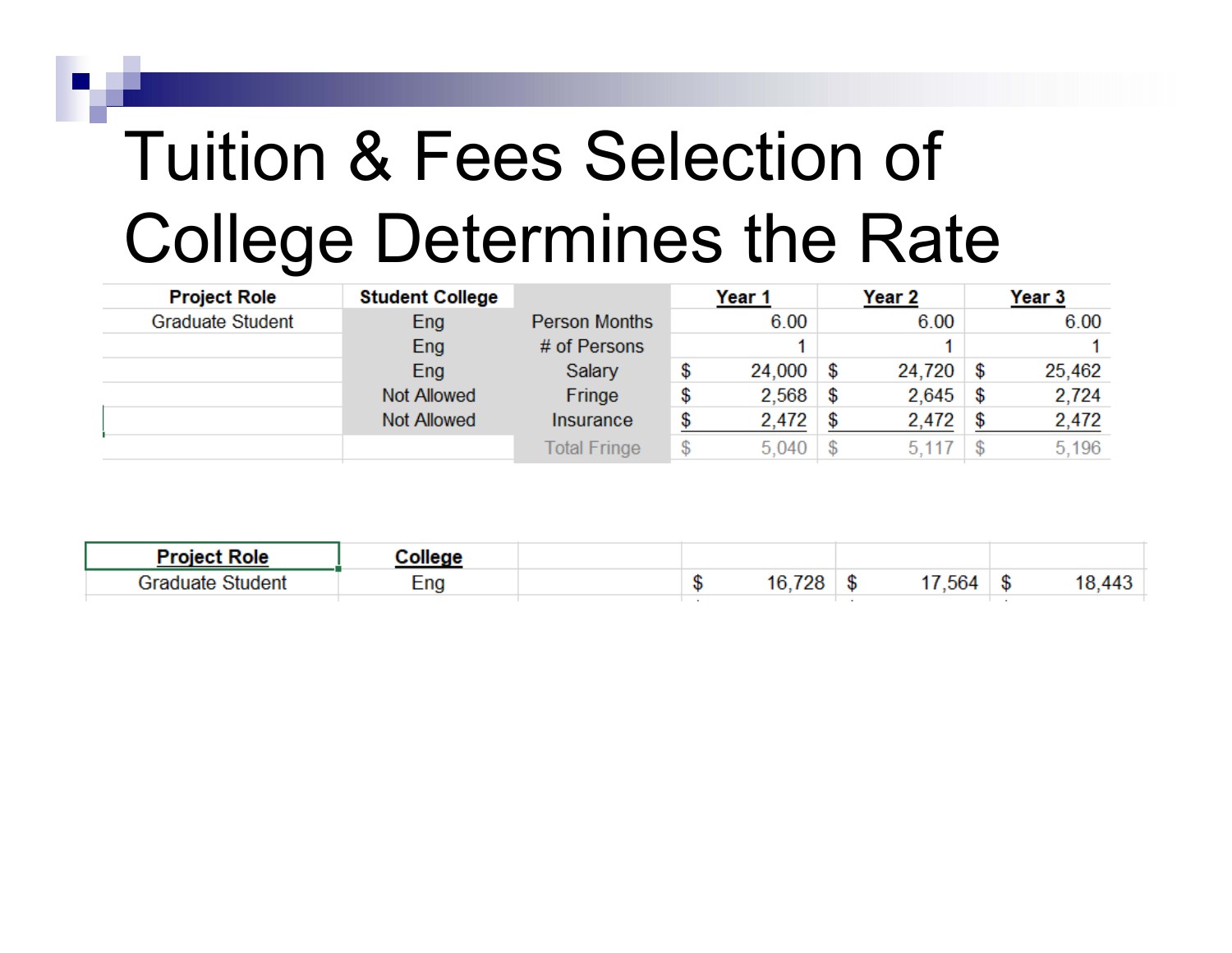# Tuition & Fees Selection of College Determines the Rate

| Project Role | Student College | | Year 1 | Year 2 | Year 3 |
|---|---|---|---|---|---|
| Graduate Student | Eng | Person Months | 6.00 | 6.00 | 6.00 |
| | Eng | # of Persons | 1 | 1 | 1 |
| | Eng | Salary | $ 24,000 | $ 24,720 | $ 25,462 |
| | Not Allowed | Fringe | $ 2,568 | $ 2,645 | $ 2,724 |
| | Not Allowed | Insurance | $ 2,472 | $ 2,472 | $ 2,472 |
| | | Total Fringe | $ 5,040 | $ 5,117 | $ 5,196 |

| Project Role | College | | | | |
|---|---|---|---|---|---|
| Graduate Student | Eng | | $ 16,728 | $ 17,564 | $ 18,443 |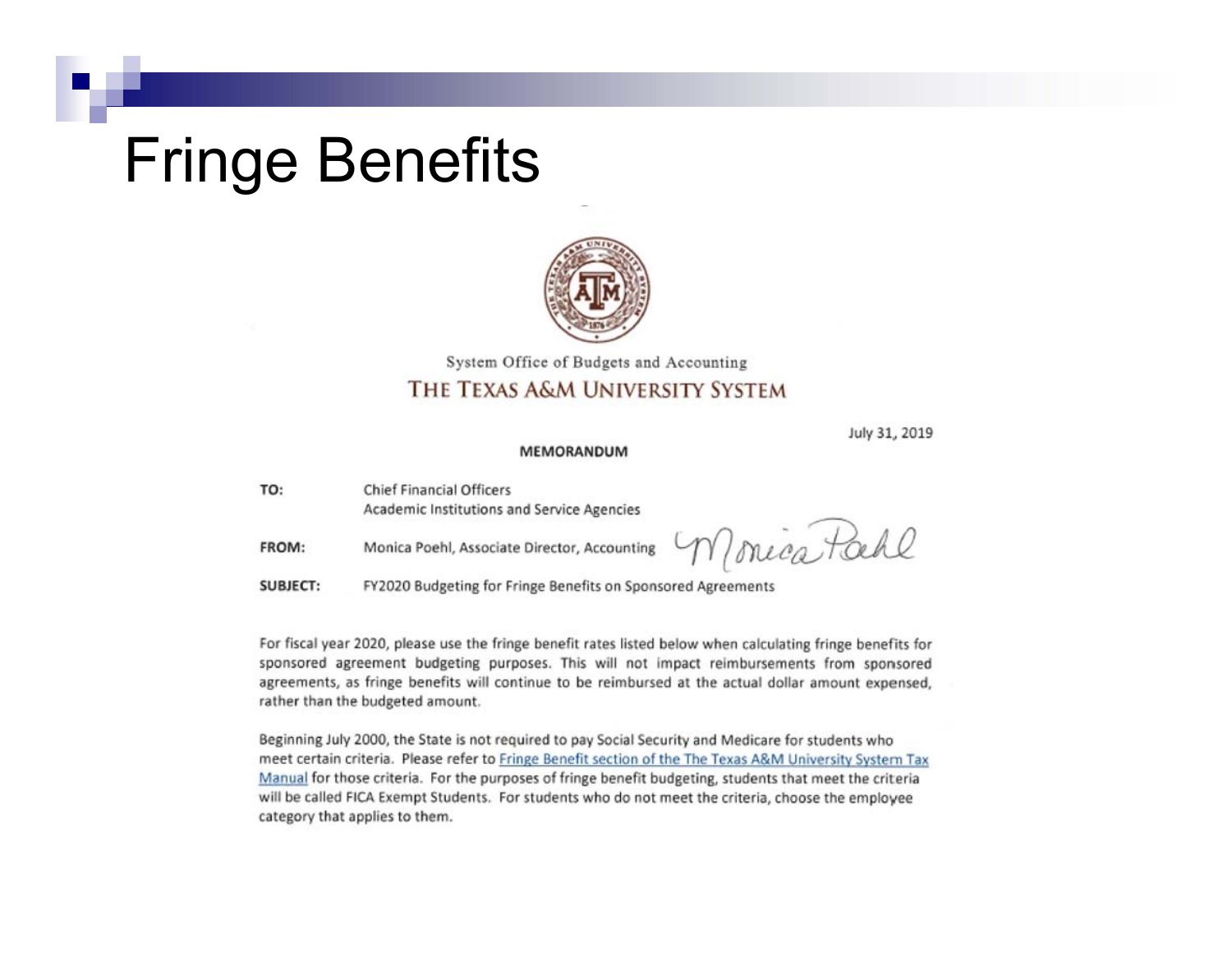# Fringe Benefits

System Office of Budgets and Accounting

THE TEXAS A&M UNIVERSITY SYSTEM

July 31, 2019

**MEMORANDUM**

**TO:** Chief Financial Officers
Academic Institutions and Service Agencies

**FROM:** Monica Poehl, Associate Director, Accounting

**SUBJECT:** FY2020 Budgeting for Fringe Benefits on Sponsored Agreements

For fiscal year 2020, please use the fringe benefit rates listed below when calculating fringe benefits for sponsored agreement budgeting purposes. This will not impact reimbursements from sponsored agreements, as fringe benefits will continue to be reimbursed at the actual dollar amount expensed, rather than the budgeted amount.

Beginning July 2000, the State is not required to pay Social Security and Medicare for students who meet certain criteria. Please refer to Fringe Benefit section of the The Texas A&M University System Tax Manual for those criteria. For the purposes of fringe benefit budgeting, students that meet the criteria will be called FICA Exempt Students. For students who do not meet the criteria, choose the employee category that applies to them.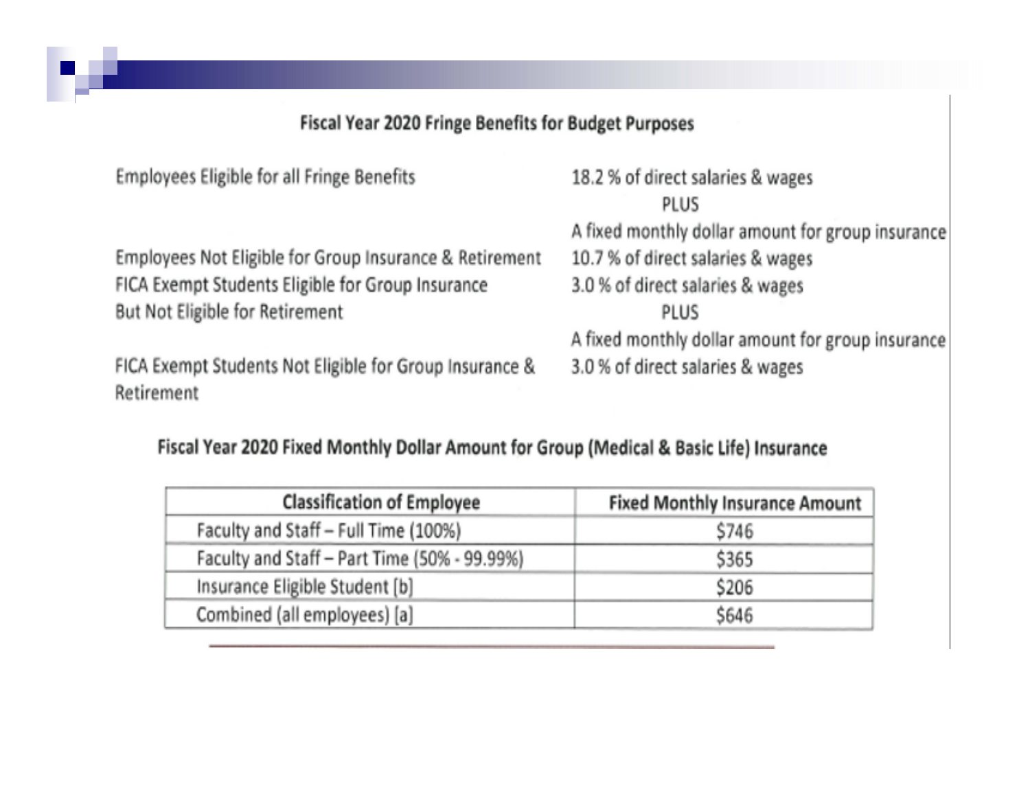## Fiscal Year 2020 Fringe Benefits for Budget Purposes

| | |
|---|---|
| Employees Eligible for all Fringe Benefits | 18.2 % of direct salaries & wages PLUS A fixed monthly dollar amount for group insurance |
| Employees Not Eligible for Group Insurance & Retirement | 10.7 % of direct salaries & wages |
| FICA Exempt Students Eligible for Group Insurance But Not Eligible for Retirement | 3.0 % of direct salaries & wages PLUS A fixed monthly dollar amount for group insurance |
| FICA Exempt Students Not Eligible for Group Insurance & Retirement | 3.0 % of direct salaries & wages |

## Fiscal Year 2020 Fixed Monthly Dollar Amount for Group (Medical & Basic Life) Insurance

| Classification of Employee | Fixed Monthly Insurance Amount |
|---|---|
| Faculty and Staff – Full Time (100%) | $746 |
| Faculty and Staff – Part Time (50% - 99.99%) | $365 |
| Insurance Eligible Student [b] | $206 |
| Combined (all employees) [a] | $646 |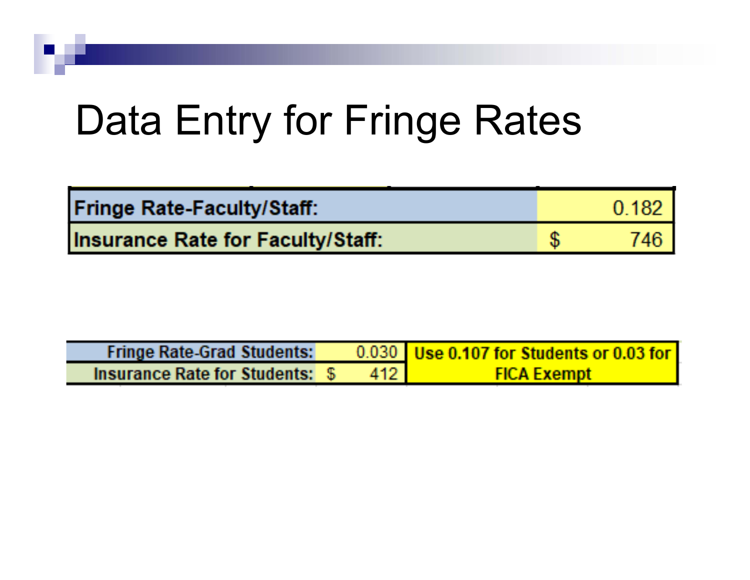# Data Entry for Fringe Rates

| Fringe Rate-Faculty/Staff: | 0.182 |
|---|---|
| Insurance Rate for Faculty/Staff: | $ 746 |

| Fringe Rate-Grad Students: | 0.030 | Use 0.107 for Students or 0.03 for FICA Exempt |
|---|---|---|
| Insurance Rate for Students: | $ 412 | |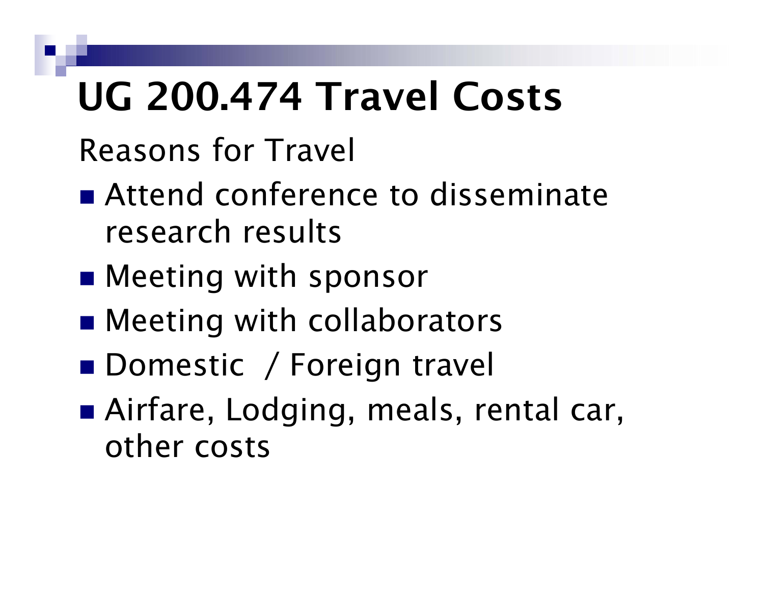# UG 200.474 Travel Costs

Reasons for Travel

- Attend conference to disseminate research results
- Meeting with sponsor
- Meeting with collaborators
- Domestic  / Foreign travel
- Airfare, Lodging, meals, rental car, other costs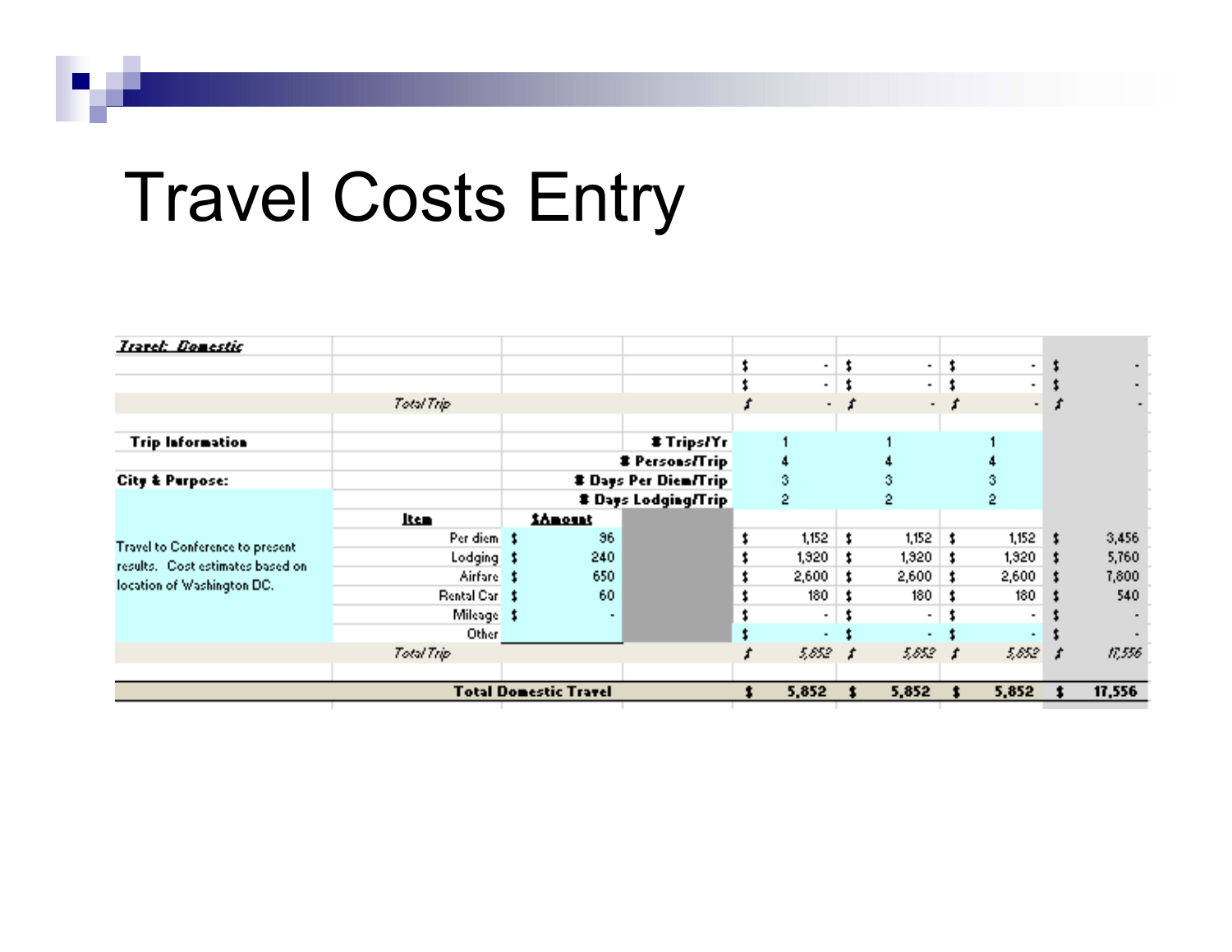# Travel Costs Entry

| *Travel: Domestic* | | | | | | | |
|---|---|---|---|---|---|---|---|
| | | | | $ - | $ - | $ - | $ - |
| | | | | $ - | $ - | $ - | $ - |
| | *Total Trip* | | | $ - | $ - | $ - | $ - |
| | | | | | | | |
| **Trip Information** | | | **# Trips/Yr** | 1 | 1 | 1 | |
| | | | **# Persons/Trip** | 4 | 4 | 4 | |
| **City & Purpose:** | | | **# Days Per Diem/Trip** | 3 | 3 | 3 | |
| | | | **# Days Lodging/Trip** | 2 | 2 | 2 | |
| | **Item** | **$Amount** | | | | | |
| Travel to Conference to present results. Cost estimates based on location of Washington DC. | Per diem | $ 96 | | $ 1,152 | $ 1,152 | $ 1,152 | $ 3,456 |
| | Lodging | $ 240 | | $ 1,920 | $ 1,920 | $ 1,920 | $ 5,760 |
| | Airfare | $ 650 | | $ 2,600 | $ 2,600 | $ 2,600 | $ 7,800 |
| | Rental Car | $ 60 | | $ 180 | $ 180 | $ 180 | $ 540 |
| | Mileage | $ - | | $ - | $ - | $ - | $ - |
| | Other | | | $ - | $ - | $ - | $ - |
| | *Total Trip* | | | *$ 5,852* | *$ 5,852* | *$ 5,852* | *$ 17,556* |
| | | | | | | | |
| | | **Total Domestic Travel** | | **$ 5,852** | **$ 5,852** | **$ 5,852** | **$ 17,556** |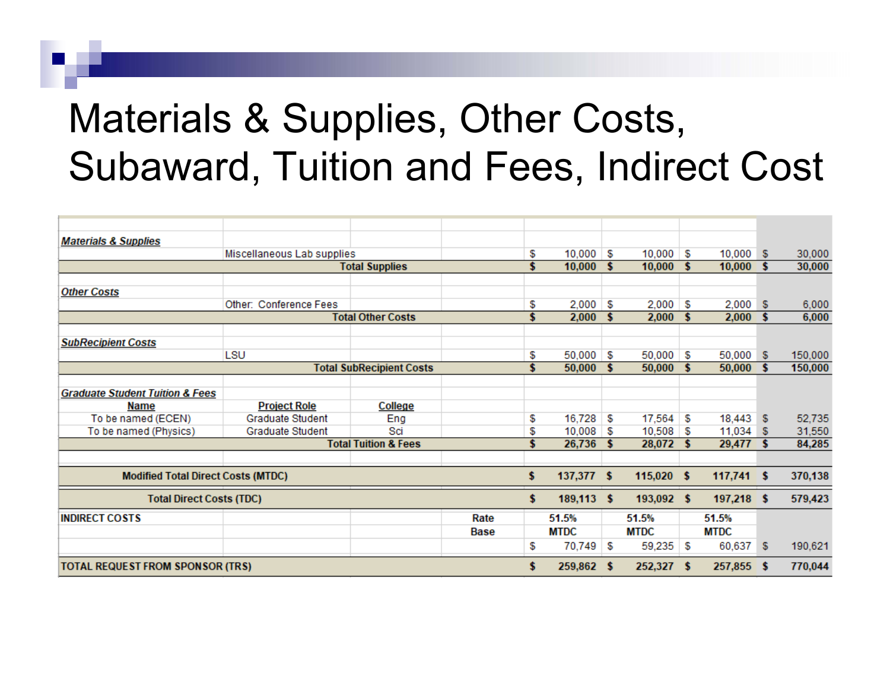# Materials & Supplies, Other Costs, Subaward, Tuition and Fees, Indirect Cost

| | | | | Year 1 | Year 2 | Year 3 | Total |
|---|---|---|---|---|---|---|---|
| ***Materials & Supplies*** | | | | | | | |
| | Miscellaneous Lab supplies | | | $ 10,000 | $ 10,000 | $ 10,000 | $ 30,000 |
| | | **Total Supplies** | | **$ 10,000** | **$ 10,000** | **$ 10,000** | **$ 30,000** |
| ***Other Costs*** | | | | | | | |
| | Other: Conference Fees | | | $ 2,000 | $ 2,000 | $ 2,000 | $ 6,000 |
| | | **Total Other Costs** | | **$ 2,000** | **$ 2,000** | **$ 2,000** | **$ 6,000** |
| ***SubRecipient Costs*** | | | | | | | |
| | LSU | | | $ 50,000 | $ 50,000 | $ 50,000 | $ 150,000 |
| | | **Total SubRecipient Costs** | | **$ 50,000** | **$ 50,000** | **$ 50,000** | **$ 150,000** |
| ***Graduate Student Tuition & Fees*** | | | | | | | |
| **Name** | **Project Role** | **College** | | | | | |
| To be named (ECEN) | Graduate Student | Eng | | $ 16,728 | $ 17,564 | $ 18,443 | $ 52,735 |
| To be named (Physics) | Graduate Student | Sci | | $ 10,008 | $ 10,508 | $ 11,034 | $ 31,550 |
| | | **Total Tuition & Fees** | | **$ 26,736** | **$ 28,072** | **$ 29,477** | **$ 84,285** |
| **Modified Total Direct Costs (MTDC)** | | | | **$ 137,377** | **$ 115,020** | **$ 117,741** | **$ 370,138** |
| **Total Direct Costs (TDC)** | | | | **$ 189,113** | **$ 193,092** | **$ 197,218** | **$ 579,423** |
| **INDIRECT COSTS** | | | **Rate** | **51.5%** | **51.5%** | **51.5%** | |
| | | | **Base** | **MTDC** | **MTDC** | **MTDC** | |
| | | | | $ 70,749 | $ 59,235 | $ 60,637 | $ 190,621 |
| **TOTAL REQUEST FROM SPONSOR (TRS)** | | | | **$ 259,862** | **$ 252,327** | **$ 257,855** | **$ 770,044** |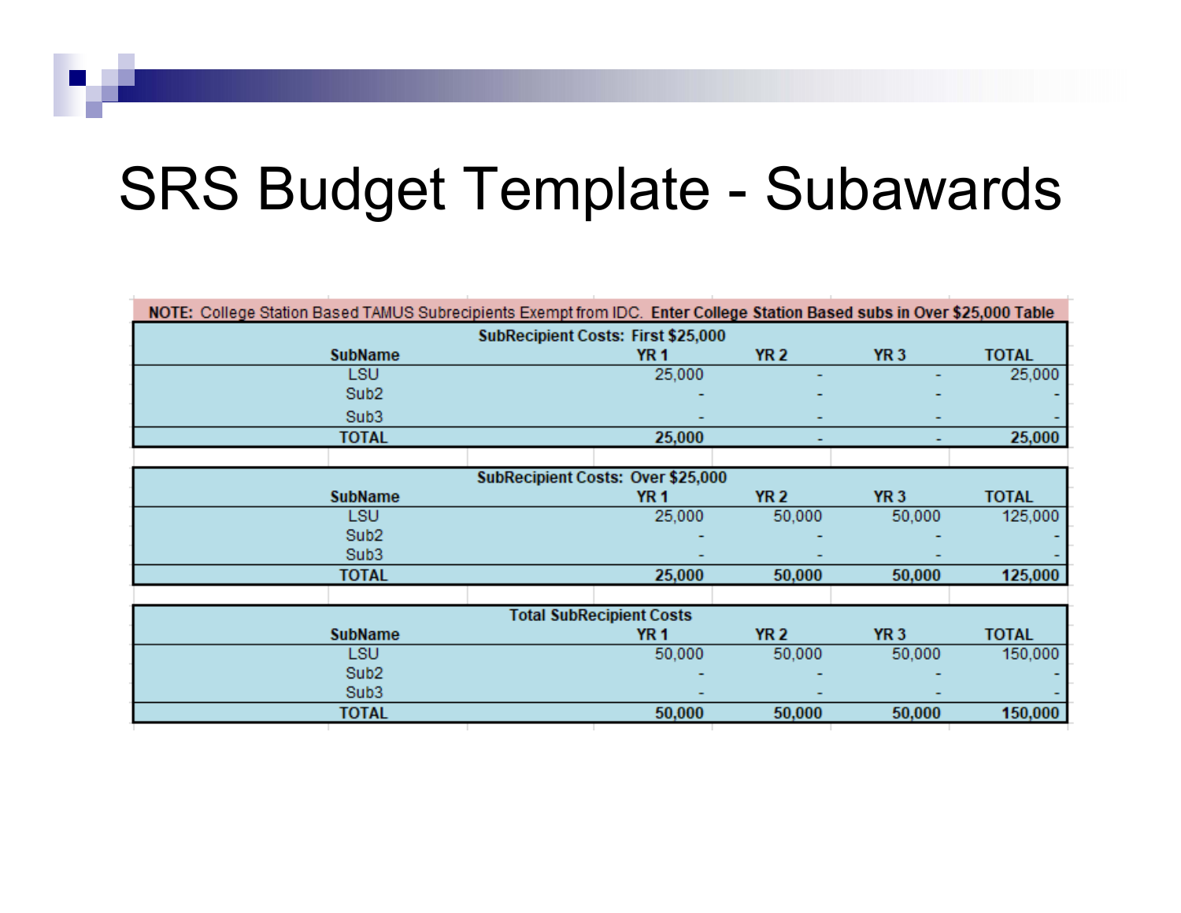# SRS Budget Template - Subawards

NOTE: College Station Based TAMUS Subrecipients Exempt from IDC. **Enter College Station Based subs in Over $25,000 Table**

| SubRecipient Costs: First $25,000 | | | | |
|---|---|---|---|---|
| **SubName** | **YR 1** | **YR 2** | **YR 3** | **TOTAL** |
| LSU | 25,000 | - | - | 25,000 |
| Sub2 | - | - | - | - |
| Sub3 | - | - | - | - |
| **TOTAL** | **25,000** | **-** | **-** | **25,000** |

| SubRecipient Costs: Over $25,000 | | | | |
|---|---|---|---|---|
| **SubName** | **YR 1** | **YR 2** | **YR 3** | **TOTAL** |
| LSU | 25,000 | 50,000 | 50,000 | 125,000 |
| Sub2 | - | - | - | - |
| Sub3 | - | - | - | - |
| **TOTAL** | **25,000** | **50,000** | **50,000** | **125,000** |

| Total SubRecipient Costs | | | | |
|---|---|---|---|---|
| **SubName** | **YR 1** | **YR 2** | **YR 3** | **TOTAL** |
| LSU | 50,000 | 50,000 | 50,000 | 150,000 |
| Sub2 | - | - | - | - |
| Sub3 | - | - | - | - |
| **TOTAL** | **50,000** | **50,000** | **50,000** | **150,000** |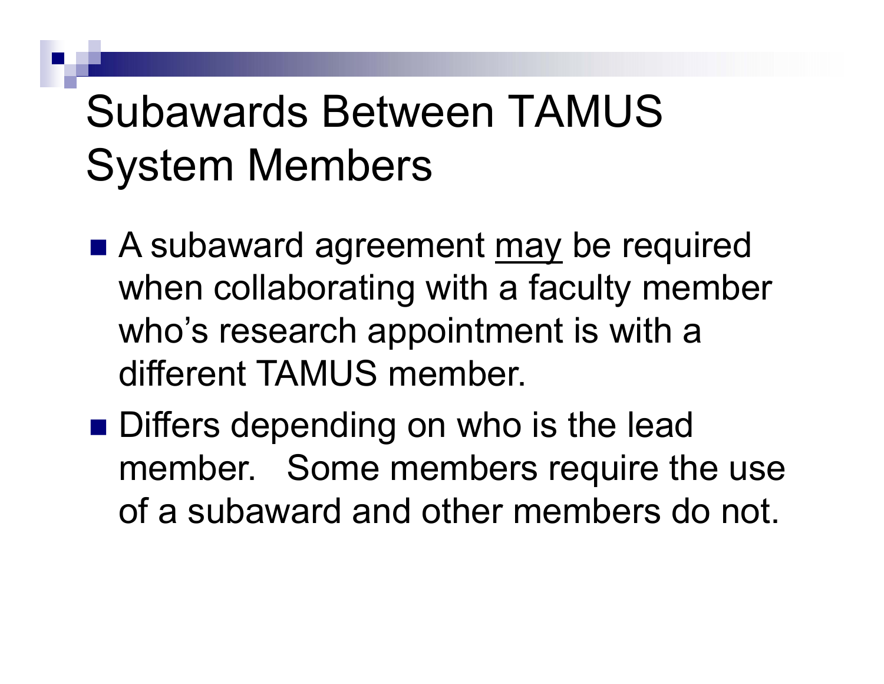# Subawards Between TAMUS System Members

- A subaward agreement <u>may</u> be required when collaborating with a faculty member who's research appointment is with a different TAMUS member.
- Differs depending on who is the lead member. Some members require the use of a subaward and other members do not.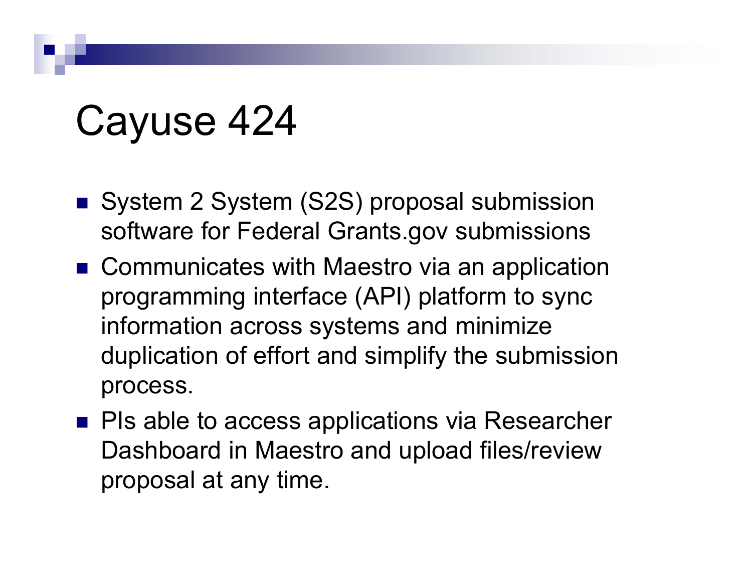# Cayuse 424

- System 2 System (S2S) proposal submission software for Federal Grants.gov submissions
- Communicates with Maestro via an application programming interface (API) platform to sync information across systems and minimize duplication of effort and simplify the submission process.
- PIs able to access applications via Researcher Dashboard in Maestro and upload files/review proposal at any time.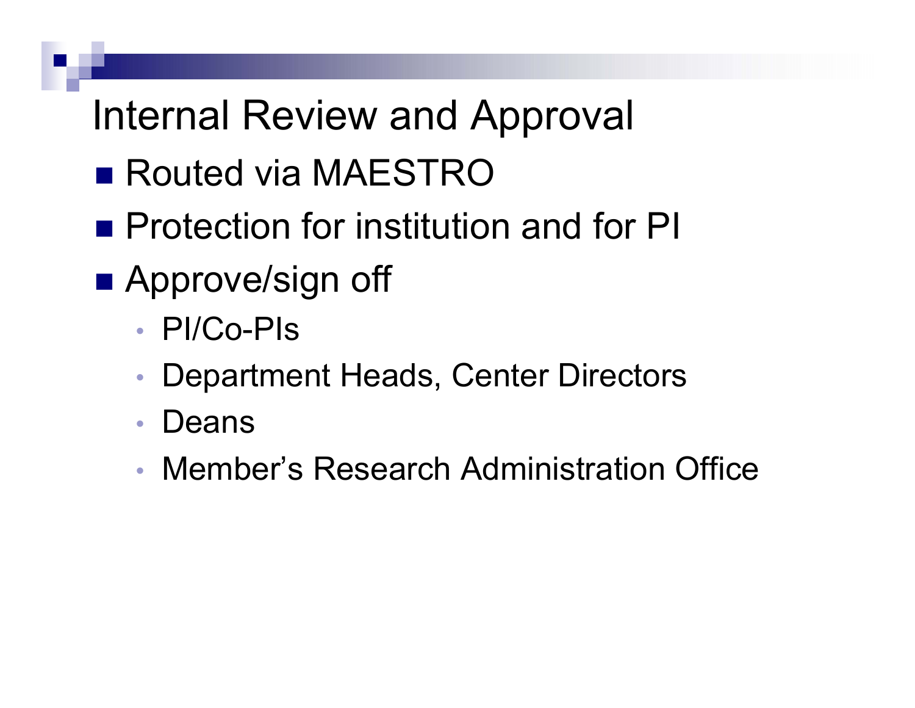# Internal Review and Approval

- Routed via MAESTRO
- Protection for institution and for PI
- Approve/sign off
  - PI/Co-PIs
  - Department Heads, Center Directors
  - Deans
  - Member's Research Administration Office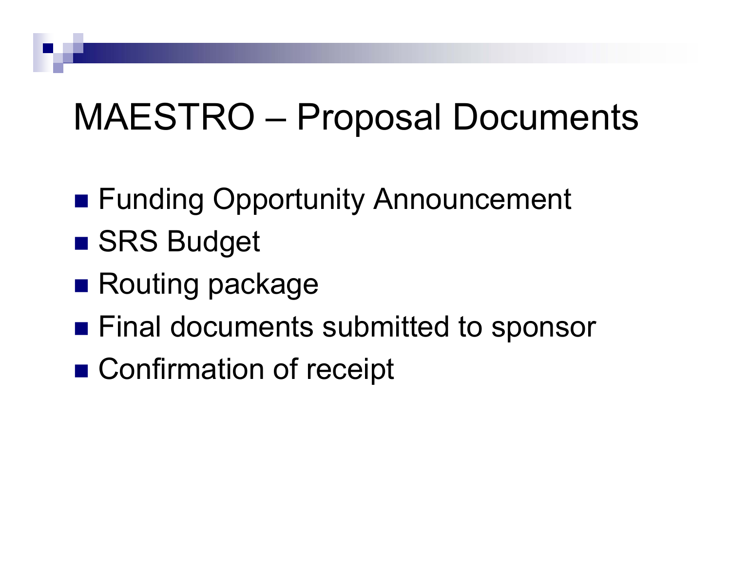# MAESTRO – Proposal Documents

- Funding Opportunity Announcement
- SRS Budget
- Routing package
- Final documents submitted to sponsor
- Confirmation of receipt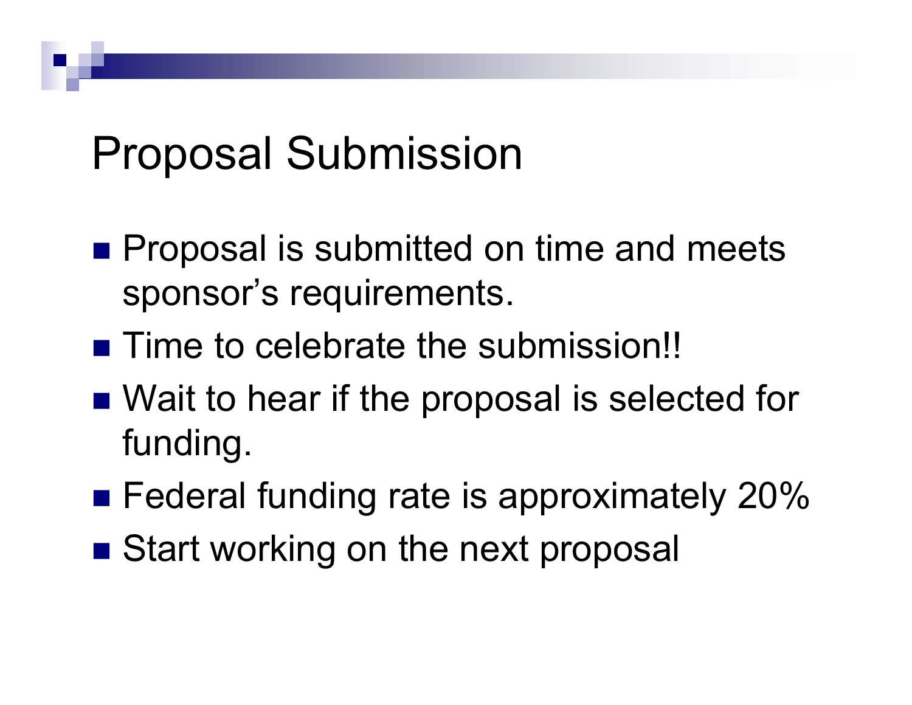# Proposal Submission

- Proposal is submitted on time and meets sponsor's requirements.
- Time to celebrate the submission!!
- Wait to hear if the proposal is selected for funding.
- Federal funding rate is approximately 20%
- Start working on the next proposal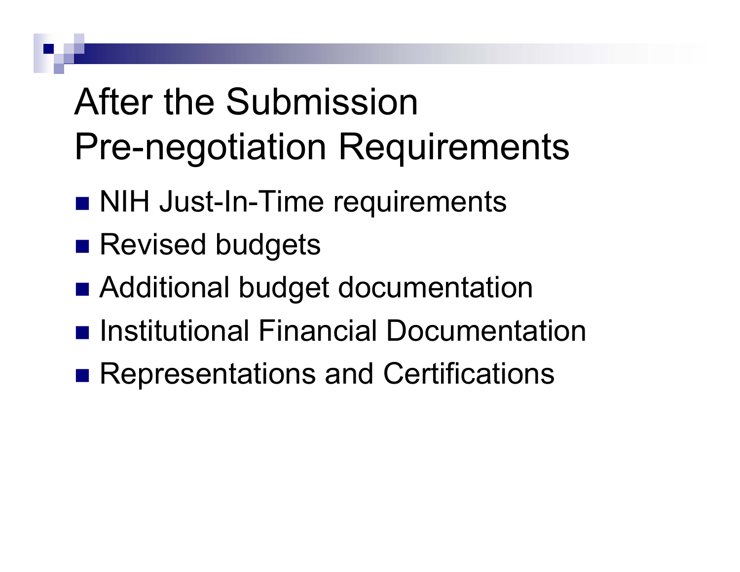# After the Submission Pre-negotiation Requirements

- NIH Just-In-Time requirements
- Revised budgets
- Additional budget documentation
- Institutional Financial Documentation
- Representations and Certifications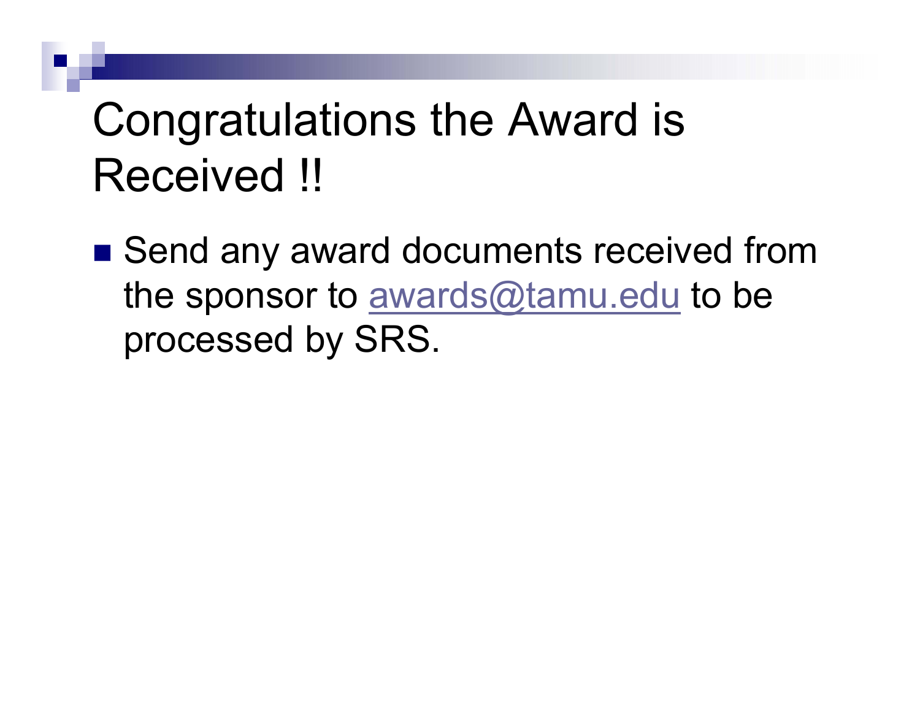# Congratulations the Award is Received !!

- Send any award documents received from the sponsor to [awards@tamu.edu](mailto:awards@tamu.edu) to be processed by SRS.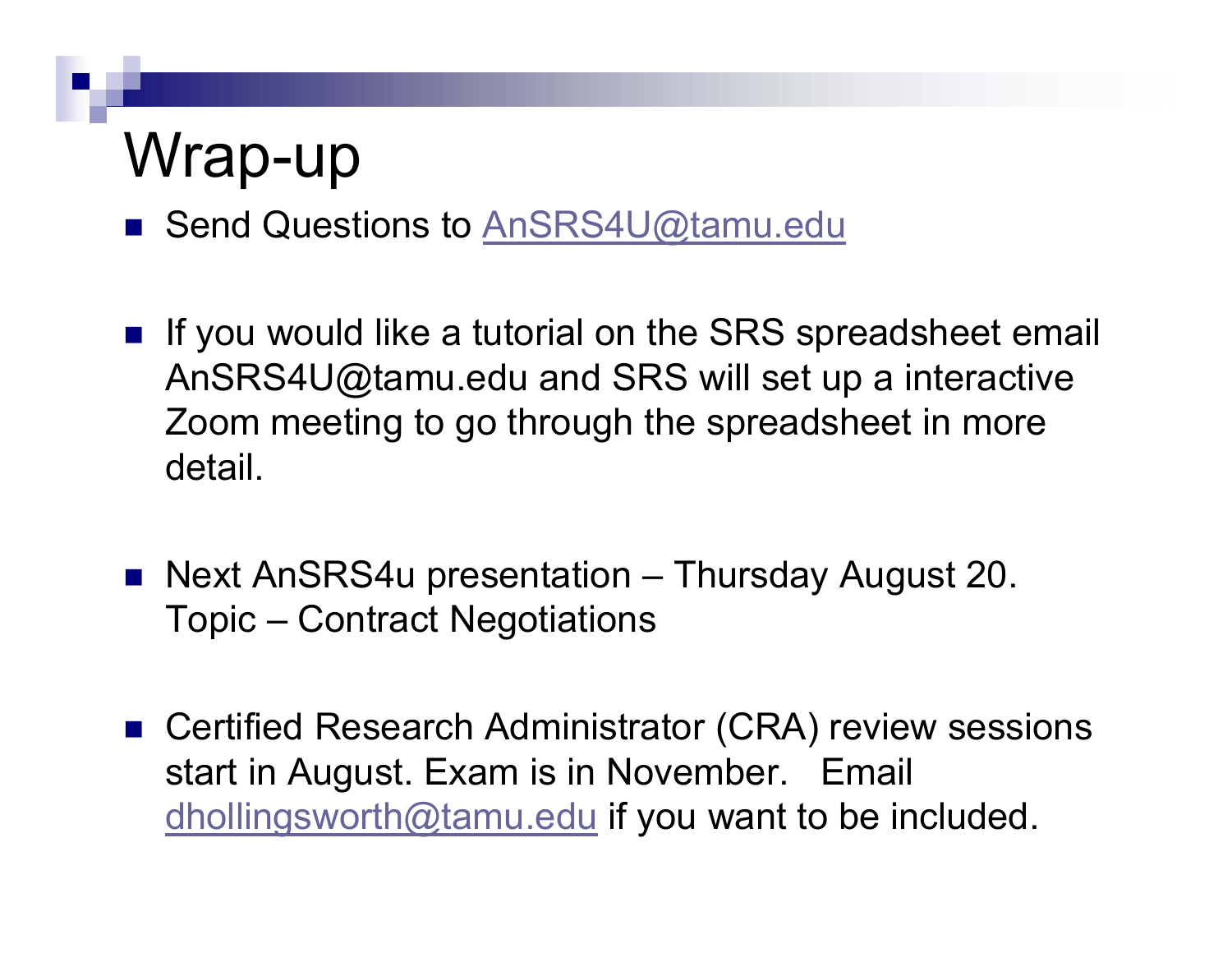# Wrap-up

- Send Questions to AnSRS4U@tamu.edu

- If you would like a tutorial on the SRS spreadsheet email AnSRS4U@tamu.edu and SRS will set up a interactive Zoom meeting to go through the spreadsheet in more detail.

- Next AnSRS4u presentation – Thursday August 20. Topic – Contract Negotiations

- Certified Research Administrator (CRA) review sessions start in August. Exam is in November. Email dhollingsworth@tamu.edu if you want to be included.